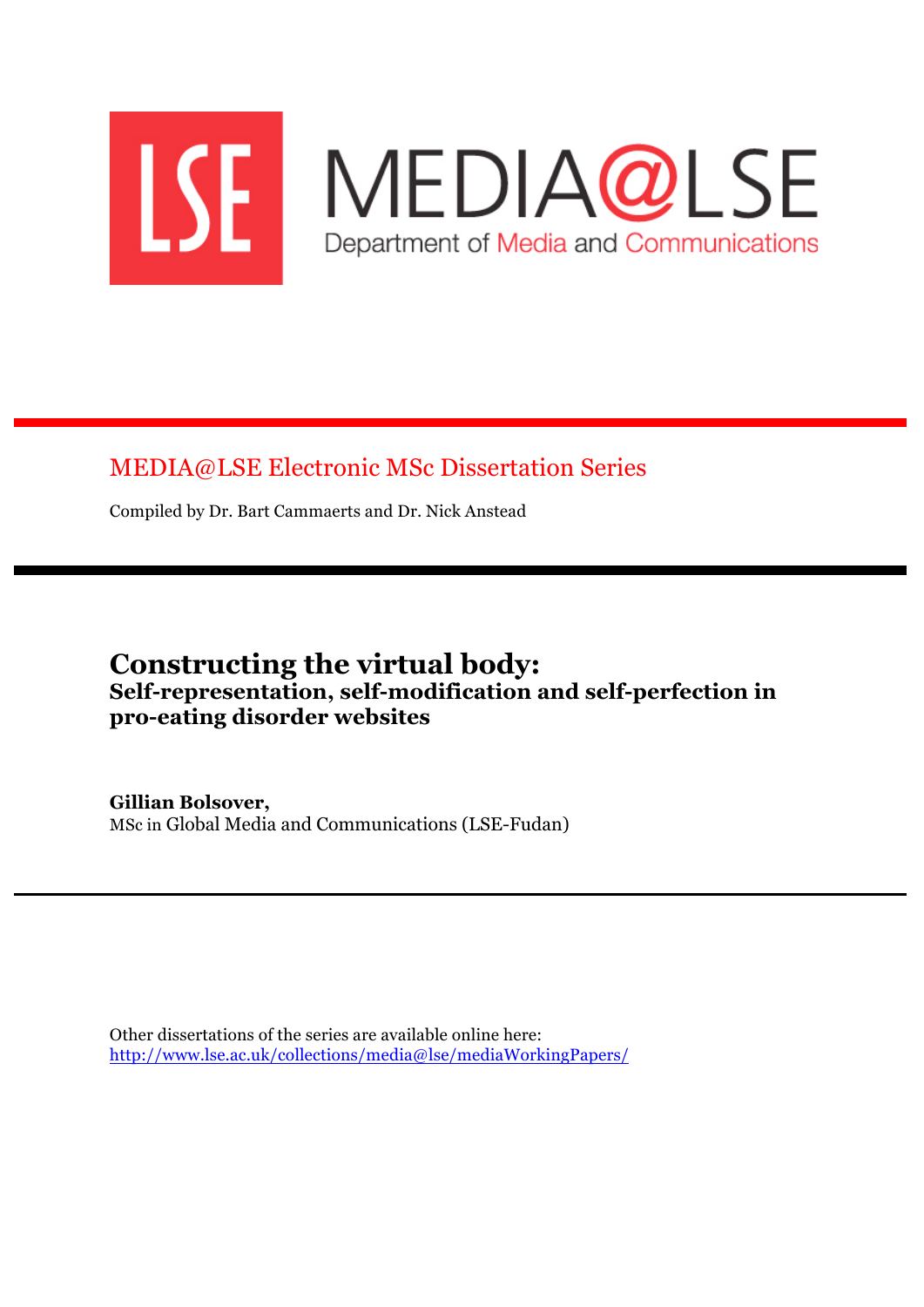LSE MEDIA@LSE

Department of Media and Communications

## MEDIA@LSE Electronic MSc Dissertation Series

Compiled by Dr. Bart Cammaerts and Dr. Nick Anstead

# Constructing the virtual body:

## Self-representation, self-modification and self-perfection in pro-eating disorder websites

**Gillian Bolsover,**

MSc in Global Media and Communications (LSE-Fudan)

Other dissertations of the series are available online here:

http://www.lse.ac.uk/collections/media@lse/mediaWorkingPapers/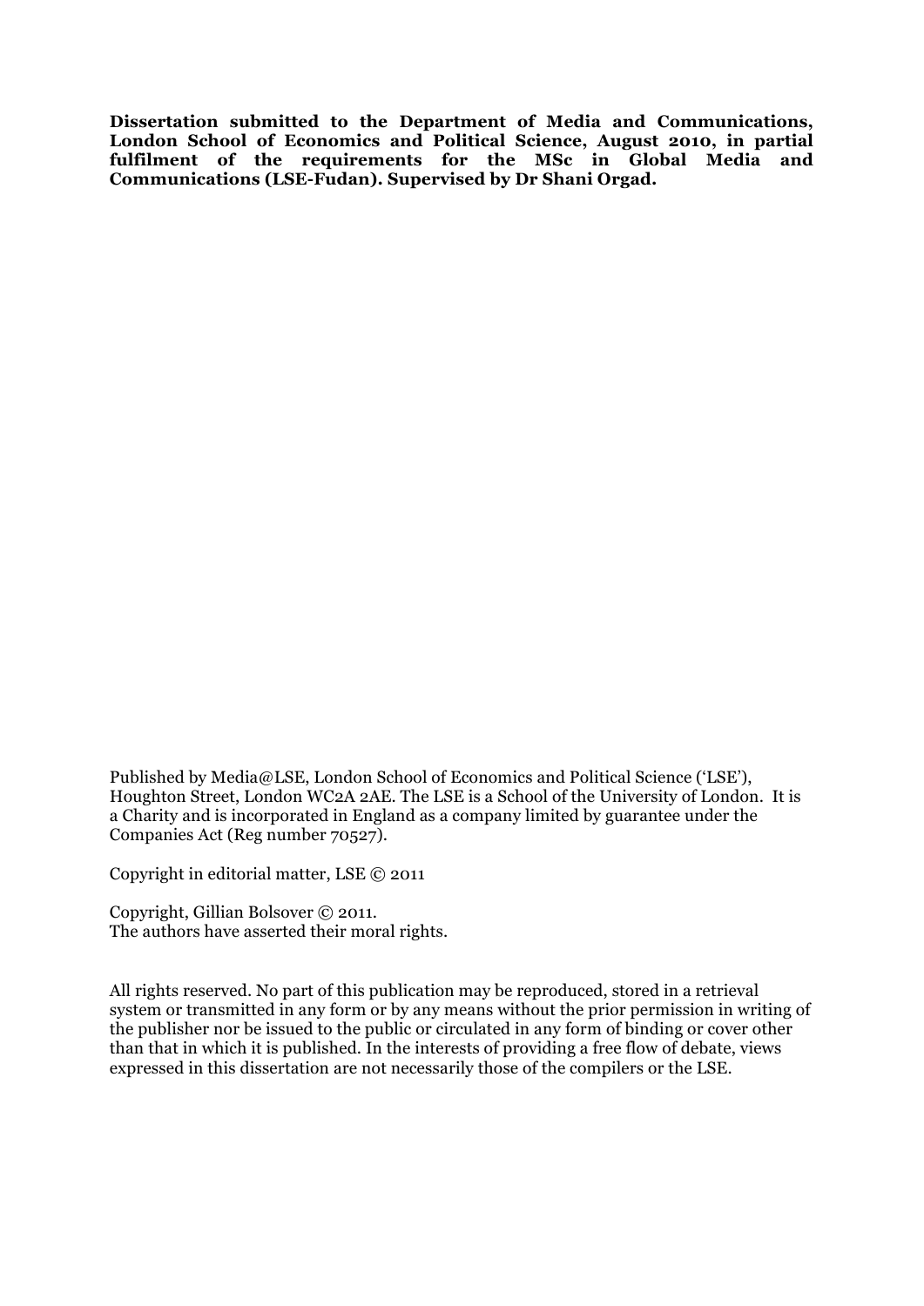**Dissertation submitted to the Department of Media and Communications, London School of Economics and Political Science, August 2010, in partial fulfilment of the requirements for the MSc in Global Media and Communications (LSE-Fudan). Supervised by Dr Shani Orgad.**

Published by Media@LSE, London School of Economics and Political Science ('LSE'), Houghton Street, London WC2A 2AE. The LSE is a School of the University of London. It is a Charity and is incorporated in England as a company limited by guarantee under the Companies Act (Reg number 70527).

Copyright in editorial matter, LSE © 2011

Copyright, Gillian Bolsover © 2011.
The authors have asserted their moral rights.

All rights reserved. No part of this publication may be reproduced, stored in a retrieval system or transmitted in any form or by any means without the prior permission in writing of the publisher nor be issued to the public or circulated in any form of binding or cover other than that in which it is published. In the interests of providing a free flow of debate, views expressed in this dissertation are not necessarily those of the compilers or the LSE.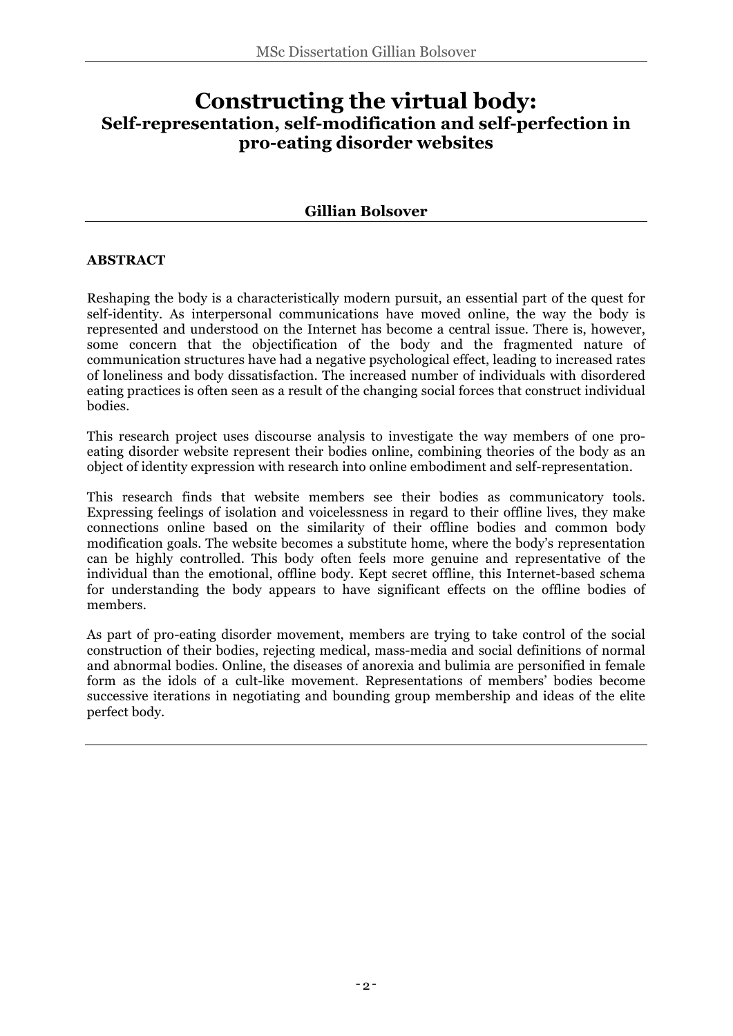# Constructing the virtual body:
## Self-representation, self-modification and self-perfection in pro-eating disorder websites

**Gillian Bolsover**

**ABSTRACT**

Reshaping the body is a characteristically modern pursuit, an essential part of the quest for self-identity. As interpersonal communications have moved online, the way the body is represented and understood on the Internet has become a central issue. There is, however, some concern that the objectification of the body and the fragmented nature of communication structures have had a negative psychological effect, leading to increased rates of loneliness and body dissatisfaction. The increased number of individuals with disordered eating practices is often seen as a result of the changing social forces that construct individual bodies.

This research project uses discourse analysis to investigate the way members of one pro-eating disorder website represent their bodies online, combining theories of the body as an object of identity expression with research into online embodiment and self-representation.

This research finds that website members see their bodies as communicatory tools. Expressing feelings of isolation and voicelessness in regard to their offline lives, they make connections online based on the similarity of their offline bodies and common body modification goals. The website becomes a substitute home, where the body's representation can be highly controlled. This body often feels more genuine and representative of the individual than the emotional, offline body. Kept secret offline, this Internet-based schema for understanding the body appears to have significant effects on the offline bodies of members.

As part of pro-eating disorder movement, members are trying to take control of the social construction of their bodies, rejecting medical, mass-media and social definitions of normal and abnormal bodies. Online, the diseases of anorexia and bulimia are personified in female form as the idols of a cult-like movement. Representations of members' bodies become successive iterations in negotiating and bounding group membership and ideas of the elite perfect body.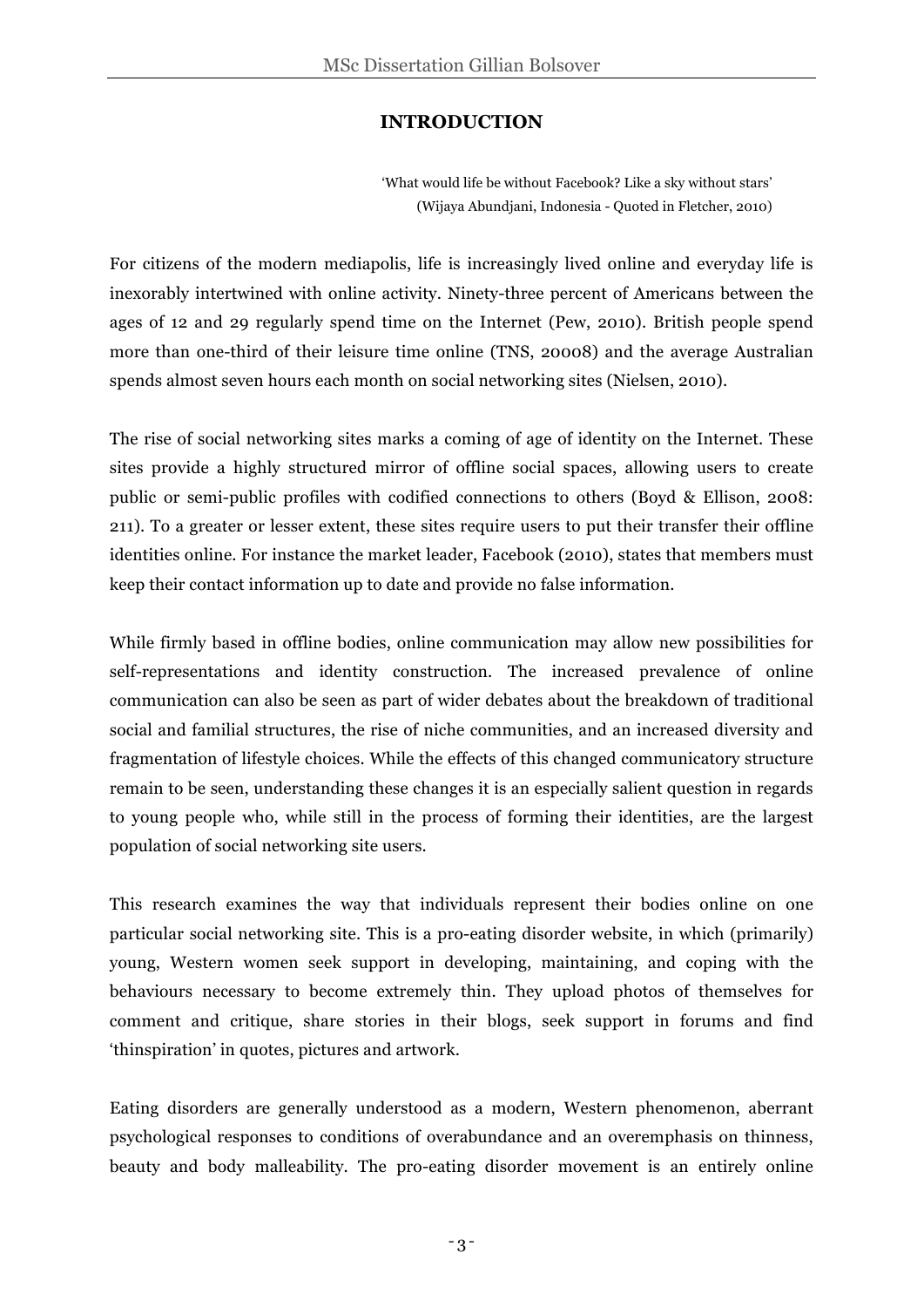# INTRODUCTION

> 'What would life be without Facebook? Like a sky without stars'
> (Wijaya Abundjani, Indonesia - Quoted in Fletcher, 2010)

For citizens of the modern mediapolis, life is increasingly lived online and everyday life is inexorably intertwined with online activity. Ninety-three percent of Americans between the ages of 12 and 29 regularly spend time on the Internet (Pew, 2010). British people spend more than one-third of their leisure time online (TNS, 20008) and the average Australian spends almost seven hours each month on social networking sites (Nielsen, 2010).

The rise of social networking sites marks a coming of age of identity on the Internet. These sites provide a highly structured mirror of offline social spaces, allowing users to create public or semi-public profiles with codified connections to others (Boyd & Ellison, 2008: 211). To a greater or lesser extent, these sites require users to put their transfer their offline identities online. For instance the market leader, Facebook (2010), states that members must keep their contact information up to date and provide no false information.

While firmly based in offline bodies, online communication may allow new possibilities for self-representations and identity construction. The increased prevalence of online communication can also be seen as part of wider debates about the breakdown of traditional social and familial structures, the rise of niche communities, and an increased diversity and fragmentation of lifestyle choices. While the effects of this changed communicatory structure remain to be seen, understanding these changes it is an especially salient question in regards to young people who, while still in the process of forming their identities, are the largest population of social networking site users.

This research examines the way that individuals represent their bodies online on one particular social networking site. This is a pro-eating disorder website, in which (primarily) young, Western women seek support in developing, maintaining, and coping with the behaviours necessary to become extremely thin. They upload photos of themselves for comment and critique, share stories in their blogs, seek support in forums and find 'thinspiration' in quotes, pictures and artwork.

Eating disorders are generally understood as a modern, Western phenomenon, aberrant psychological responses to conditions of overabundance and an overemphasis on thinness, beauty and body malleability. The pro-eating disorder movement is an entirely online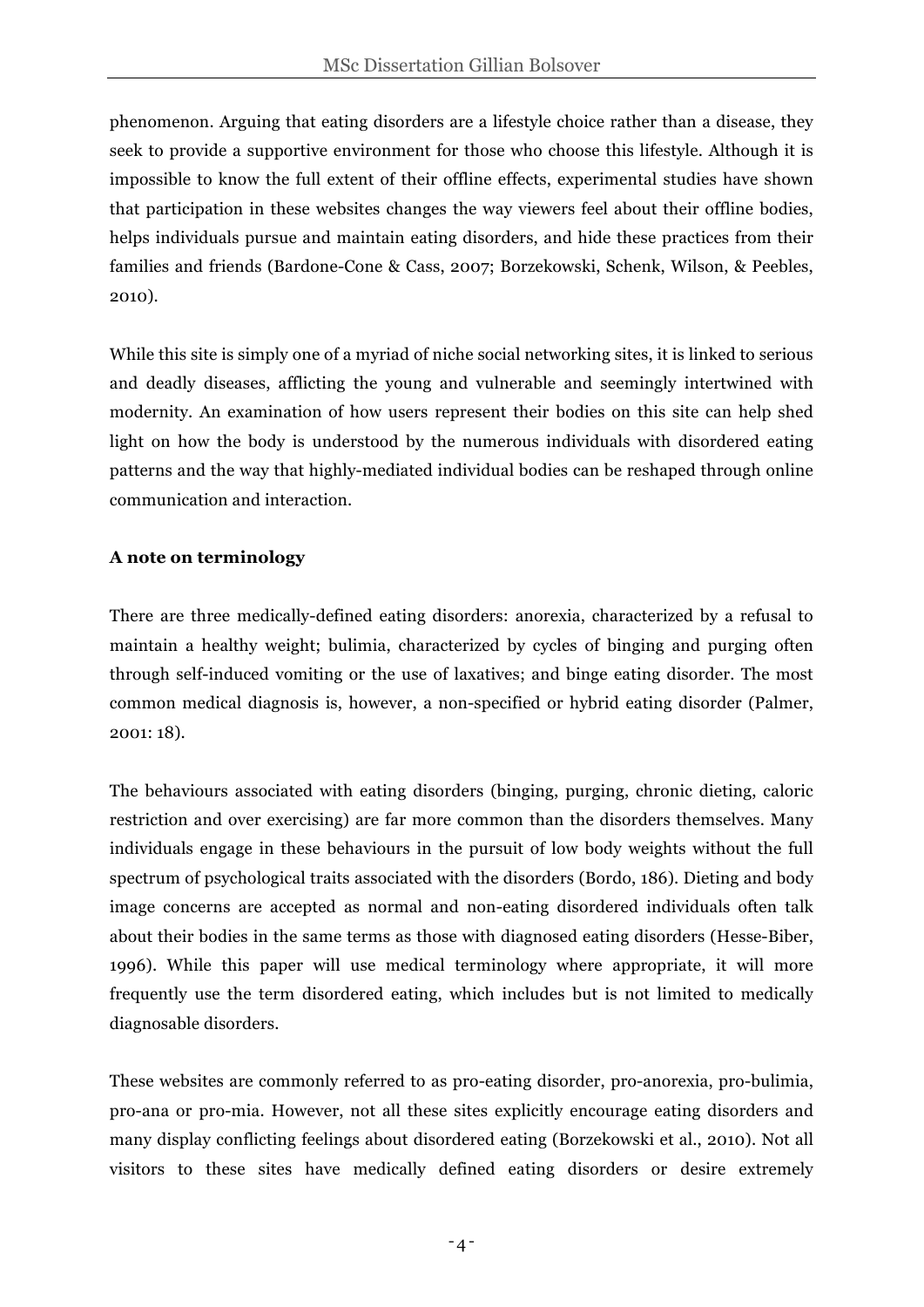phenomenon. Arguing that eating disorders are a lifestyle choice rather than a disease, they seek to provide a supportive environment for those who choose this lifestyle. Although it is impossible to know the full extent of their offline effects, experimental studies have shown that participation in these websites changes the way viewers feel about their offline bodies, helps individuals pursue and maintain eating disorders, and hide these practices from their families and friends (Bardone-Cone & Cass, 2007; Borzekowski, Schenk, Wilson, & Peebles, 2010).

While this site is simply one of a myriad of niche social networking sites, it is linked to serious and deadly diseases, afflicting the young and vulnerable and seemingly intertwined with modernity. An examination of how users represent their bodies on this site can help shed light on how the body is understood by the numerous individuals with disordered eating patterns and the way that highly-mediated individual bodies can be reshaped through online communication and interaction.

**A note on terminology**

There are three medically-defined eating disorders: anorexia, characterized by a refusal to maintain a healthy weight; bulimia, characterized by cycles of binging and purging often through self-induced vomiting or the use of laxatives; and binge eating disorder. The most common medical diagnosis is, however, a non-specified or hybrid eating disorder (Palmer, 2001: 18).

The behaviours associated with eating disorders (binging, purging, chronic dieting, caloric restriction and over exercising) are far more common than the disorders themselves. Many individuals engage in these behaviours in the pursuit of low body weights without the full spectrum of psychological traits associated with the disorders (Bordo, 186). Dieting and body image concerns are accepted as normal and non-eating disordered individuals often talk about their bodies in the same terms as those with diagnosed eating disorders (Hesse-Biber, 1996). While this paper will use medical terminology where appropriate, it will more frequently use the term disordered eating, which includes but is not limited to medically diagnosable disorders.

These websites are commonly referred to as pro-eating disorder, pro-anorexia, pro-bulimia, pro-ana or pro-mia. However, not all these sites explicitly encourage eating disorders and many display conflicting feelings about disordered eating (Borzekowski et al., 2010). Not all visitors to these sites have medically defined eating disorders or desire extremely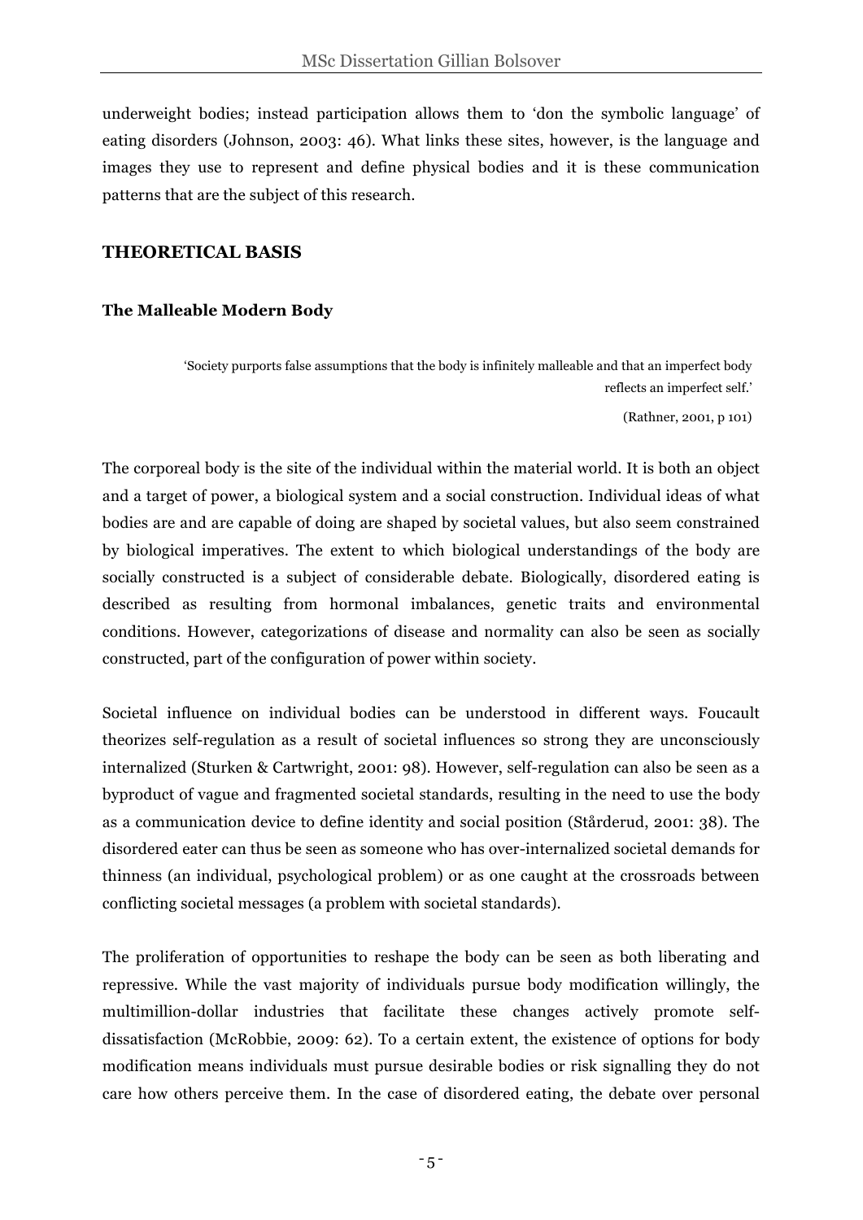underweight bodies; instead participation allows them to 'don the symbolic language' of eating disorders (Johnson, 2003: 46). What links these sites, however, is the language and images they use to represent and define physical bodies and it is these communication patterns that are the subject of this research.

## THEORETICAL BASIS

### The Malleable Modern Body

> 'Society purports false assumptions that the body is infinitely malleable and that an imperfect body reflects an imperfect self.'
>
> (Rathner, 2001, p 101)

The corporeal body is the site of the individual within the material world. It is both an object and a target of power, a biological system and a social construction. Individual ideas of what bodies are and are capable of doing are shaped by societal values, but also seem constrained by biological imperatives. The extent to which biological understandings of the body are socially constructed is a subject of considerable debate. Biologically, disordered eating is described as resulting from hormonal imbalances, genetic traits and environmental conditions. However, categorizations of disease and normality can also be seen as socially constructed, part of the configuration of power within society.

Societal influence on individual bodies can be understood in different ways. Foucault theorizes self-regulation as a result of societal influences so strong they are unconsciously internalized (Sturken & Cartwright, 2001: 98). However, self-regulation can also be seen as a byproduct of vague and fragmented societal standards, resulting in the need to use the body as a communication device to define identity and social position (Stårderud, 2001: 38). The disordered eater can thus be seen as someone who has over-internalized societal demands for thinness (an individual, psychological problem) or as one caught at the crossroads between conflicting societal messages (a problem with societal standards).

The proliferation of opportunities to reshape the body can be seen as both liberating and repressive. While the vast majority of individuals pursue body modification willingly, the multimillion-dollar industries that facilitate these changes actively promote self-dissatisfaction (McRobbie, 2009: 62). To a certain extent, the existence of options for body modification means individuals must pursue desirable bodies or risk signalling they do not care how others perceive them. In the case of disordered eating, the debate over personal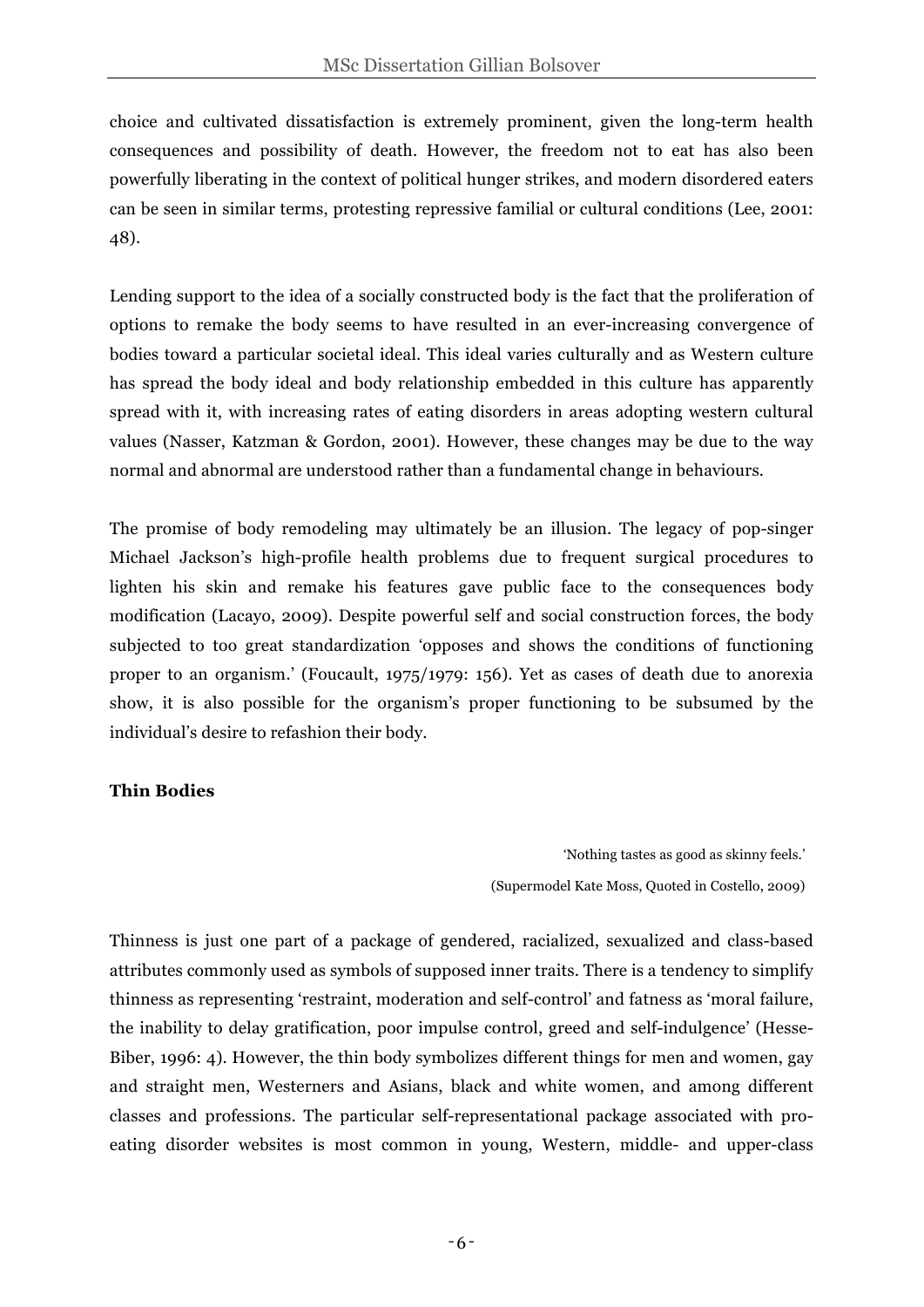choice and cultivated dissatisfaction is extremely prominent, given the long-term health consequences and possibility of death. However, the freedom not to eat has also been powerfully liberating in the context of political hunger strikes, and modern disordered eaters can be seen in similar terms, protesting repressive familial or cultural conditions (Lee, 2001: 48).

Lending support to the idea of a socially constructed body is the fact that the proliferation of options to remake the body seems to have resulted in an ever-increasing convergence of bodies toward a particular societal ideal. This ideal varies culturally and as Western culture has spread the body ideal and body relationship embedded in this culture has apparently spread with it, with increasing rates of eating disorders in areas adopting western cultural values (Nasser, Katzman & Gordon, 2001). However, these changes may be due to the way normal and abnormal are understood rather than a fundamental change in behaviours.

The promise of body remodeling may ultimately be an illusion. The legacy of pop-singer Michael Jackson's high-profile health problems due to frequent surgical procedures to lighten his skin and remake his features gave public face to the consequences body modification (Lacayo, 2009). Despite powerful self and social construction forces, the body subjected to too great standardization 'opposes and shows the conditions of functioning proper to an organism.' (Foucault, 1975/1979: 156). Yet as cases of death due to anorexia show, it is also possible for the organism's proper functioning to be subsumed by the individual's desire to refashion their body.

**Thin Bodies**

> 'Nothing tastes as good as skinny feels.'
>
> (Supermodel Kate Moss, Quoted in Costello, 2009)

Thinness is just one part of a package of gendered, racialized, sexualized and class-based attributes commonly used as symbols of supposed inner traits. There is a tendency to simplify thinness as representing 'restraint, moderation and self-control' and fatness as 'moral failure, the inability to delay gratification, poor impulse control, greed and self-indulgence' (Hesse-Biber, 1996: 4). However, the thin body symbolizes different things for men and women, gay and straight men, Westerners and Asians, black and white women, and among different classes and professions. The particular self-representational package associated with pro-eating disorder websites is most common in young, Western, middle- and upper-class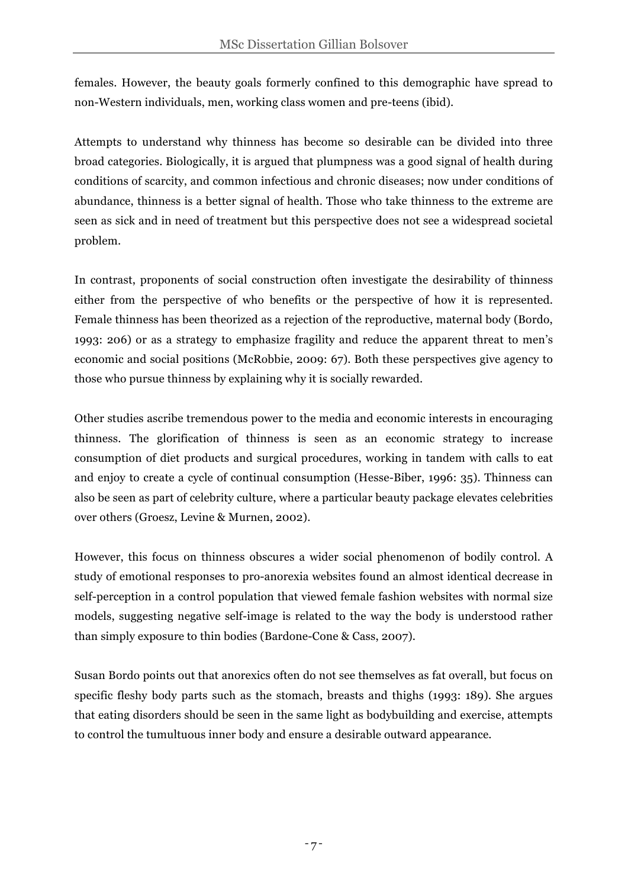females. However, the beauty goals formerly confined to this demographic have spread to non-Western individuals, men, working class women and pre-teens (ibid).

Attempts to understand why thinness has become so desirable can be divided into three broad categories. Biologically, it is argued that plumpness was a good signal of health during conditions of scarcity, and common infectious and chronic diseases; now under conditions of abundance, thinness is a better signal of health. Those who take thinness to the extreme are seen as sick and in need of treatment but this perspective does not see a widespread societal problem.

In contrast, proponents of social construction often investigate the desirability of thinness either from the perspective of who benefits or the perspective of how it is represented. Female thinness has been theorized as a rejection of the reproductive, maternal body (Bordo, 1993: 206) or as a strategy to emphasize fragility and reduce the apparent threat to men's economic and social positions (McRobbie, 2009: 67). Both these perspectives give agency to those who pursue thinness by explaining why it is socially rewarded.

Other studies ascribe tremendous power to the media and economic interests in encouraging thinness. The glorification of thinness is seen as an economic strategy to increase consumption of diet products and surgical procedures, working in tandem with calls to eat and enjoy to create a cycle of continual consumption (Hesse-Biber, 1996: 35). Thinness can also be seen as part of celebrity culture, where a particular beauty package elevates celebrities over others (Groesz, Levine & Murnen, 2002).

However, this focus on thinness obscures a wider social phenomenon of bodily control. A study of emotional responses to pro-anorexia websites found an almost identical decrease in self-perception in a control population that viewed female fashion websites with normal size models, suggesting negative self-image is related to the way the body is understood rather than simply exposure to thin bodies (Bardone-Cone & Cass, 2007).

Susan Bordo points out that anorexics often do not see themselves as fat overall, but focus on specific fleshy body parts such as the stomach, breasts and thighs (1993: 189). She argues that eating disorders should be seen in the same light as bodybuilding and exercise, attempts to control the tumultuous inner body and ensure a desirable outward appearance.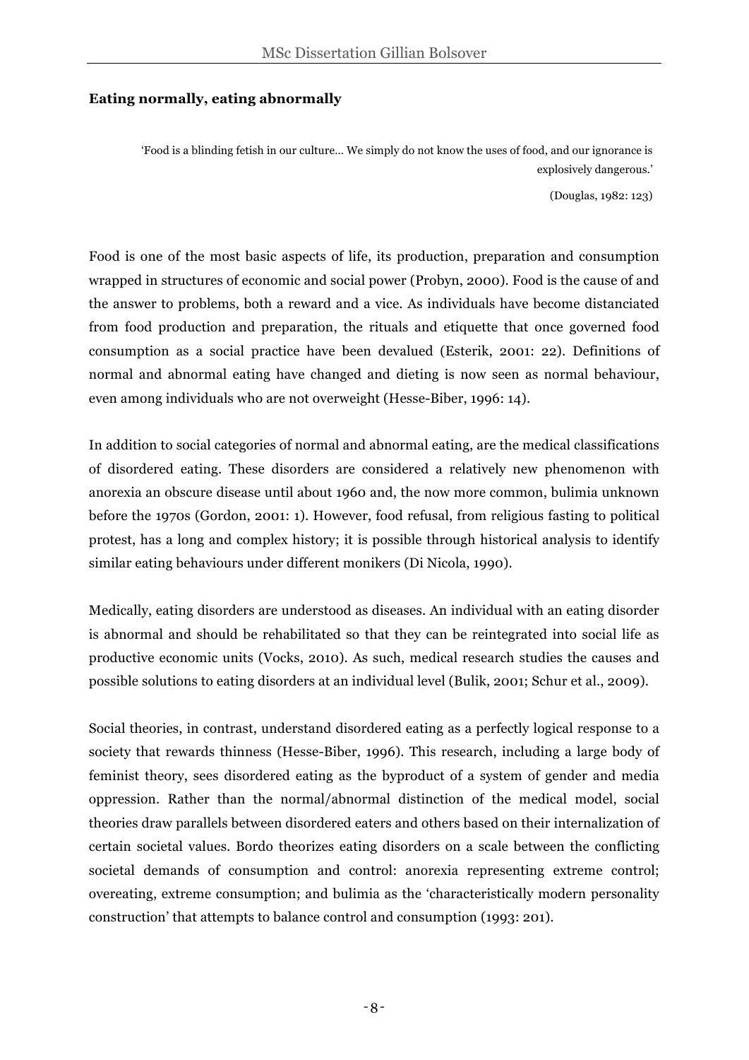**Eating normally, eating abnormally**

> 'Food is a blinding fetish in our culture... We simply do not know the uses of food, and our ignorance is explosively dangerous.'
>
> (Douglas, 1982: 123)

Food is one of the most basic aspects of life, its production, preparation and consumption wrapped in structures of economic and social power (Probyn, 2000). Food is the cause of and the answer to problems, both a reward and a vice. As individuals have become distanciated from food production and preparation, the rituals and etiquette that once governed food consumption as a social practice have been devalued (Esterik, 2001: 22). Definitions of normal and abnormal eating have changed and dieting is now seen as normal behaviour, even among individuals who are not overweight (Hesse-Biber, 1996: 14).

In addition to social categories of normal and abnormal eating, are the medical classifications of disordered eating. These disorders are considered a relatively new phenomenon with anorexia an obscure disease until about 1960 and, the now more common, bulimia unknown before the 1970s (Gordon, 2001: 1). However, food refusal, from religious fasting to political protest, has a long and complex history; it is possible through historical analysis to identify similar eating behaviours under different monikers (Di Nicola, 1990).

Medically, eating disorders are understood as diseases. An individual with an eating disorder is abnormal and should be rehabilitated so that they can be reintegrated into social life as productive economic units (Vocks, 2010). As such, medical research studies the causes and possible solutions to eating disorders at an individual level (Bulik, 2001; Schur et al., 2009).

Social theories, in contrast, understand disordered eating as a perfectly logical response to a society that rewards thinness (Hesse-Biber, 1996). This research, including a large body of feminist theory, sees disordered eating as the byproduct of a system of gender and media oppression. Rather than the normal/abnormal distinction of the medical model, social theories draw parallels between disordered eaters and others based on their internalization of certain societal values. Bordo theorizes eating disorders on a scale between the conflicting societal demands of consumption and control: anorexia representing extreme control; overeating, extreme consumption; and bulimia as the 'characteristically modern personality construction' that attempts to balance control and consumption (1993: 201).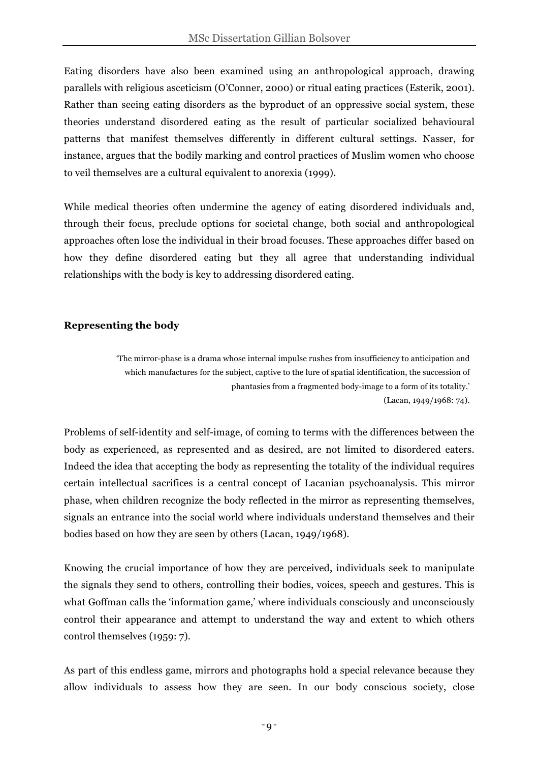Eating disorders have also been examined using an anthropological approach, drawing parallels with religious asceticism (O'Conner, 2000) or ritual eating practices (Esterik, 2001). Rather than seeing eating disorders as the byproduct of an oppressive social system, these theories understand disordered eating as the result of particular socialized behavioural patterns that manifest themselves differently in different cultural settings. Nasser, for instance, argues that the bodily marking and control practices of Muslim women who choose to veil themselves are a cultural equivalent to anorexia (1999).

While medical theories often undermine the agency of eating disordered individuals and, through their focus, preclude options for societal change, both social and anthropological approaches often lose the individual in their broad focuses. These approaches differ based on how they define disordered eating but they all agree that understanding individual relationships with the body is key to addressing disordered eating.

## Representing the body

> 'The mirror-phase is a drama whose internal impulse rushes from insufficiency to anticipation and which manufactures for the subject, captive to the lure of spatial identification, the succession of phantasies from a fragmented body-image to a form of its totality.'
> (Lacan, 1949/1968: 74).

Problems of self-identity and self-image, of coming to terms with the differences between the body as experienced, as represented and as desired, are not limited to disordered eaters. Indeed the idea that accepting the body as representing the totality of the individual requires certain intellectual sacrifices is a central concept of Lacanian psychoanalysis. This mirror phase, when children recognize the body reflected in the mirror as representing themselves, signals an entrance into the social world where individuals understand themselves and their bodies based on how they are seen by others (Lacan, 1949/1968).

Knowing the crucial importance of how they are perceived, individuals seek to manipulate the signals they send to others, controlling their bodies, voices, speech and gestures. This is what Goffman calls the 'information game,' where individuals consciously and unconsciously control their appearance and attempt to understand the way and extent to which others control themselves (1959: 7).

As part of this endless game, mirrors and photographs hold a special relevance because they allow individuals to assess how they are seen. In our body conscious society, close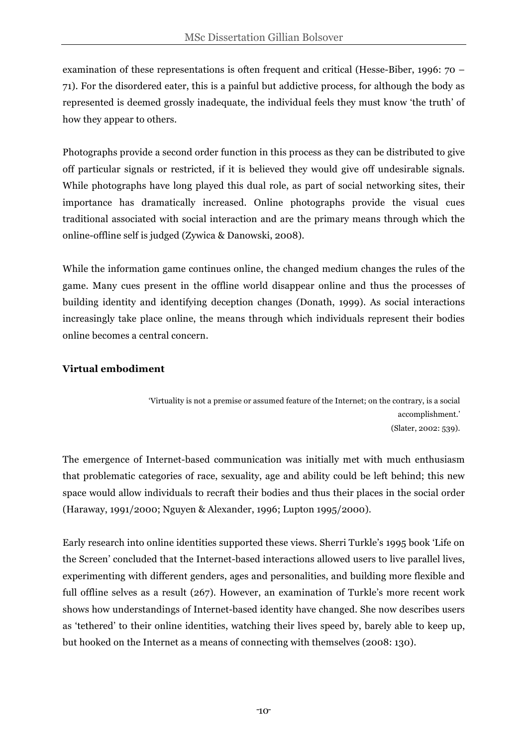examination of these representations is often frequent and critical (Hesse-Biber, 1996: 70 – 71). For the disordered eater, this is a painful but addictive process, for although the body as represented is deemed grossly inadequate, the individual feels they must know 'the truth' of how they appear to others.

Photographs provide a second order function in this process as they can be distributed to give off particular signals or restricted, if it is believed they would give off undesirable signals. While photographs have long played this dual role, as part of social networking sites, their importance has dramatically increased. Online photographs provide the visual cues traditional associated with social interaction and are the primary means through which the online-offline self is judged (Zywica & Danowski, 2008).

While the information game continues online, the changed medium changes the rules of the game. Many cues present in the offline world disappear online and thus the processes of building identity and identifying deception changes (Donath, 1999). As social interactions increasingly take place online, the means through which individuals represent their bodies online becomes a central concern.

**Virtual embodiment**

> 'Virtuality is not a premise or assumed feature of the Internet; on the contrary, is a social accomplishment.'
> (Slater, 2002: 539).

The emergence of Internet-based communication was initially met with much enthusiasm that problematic categories of race, sexuality, age and ability could be left behind; this new space would allow individuals to recraft their bodies and thus their places in the social order (Haraway, 1991/2000; Nguyen & Alexander, 1996; Lupton 1995/2000).

Early research into online identities supported these views. Sherri Turkle's 1995 book 'Life on the Screen' concluded that the Internet-based interactions allowed users to live parallel lives, experimenting with different genders, ages and personalities, and building more flexible and full offline selves as a result (267). However, an examination of Turkle's more recent work shows how understandings of Internet-based identity have changed. She now describes users as 'tethered' to their online identities, watching their lives speed by, barely able to keep up, but hooked on the Internet as a means of connecting with themselves (2008: 130).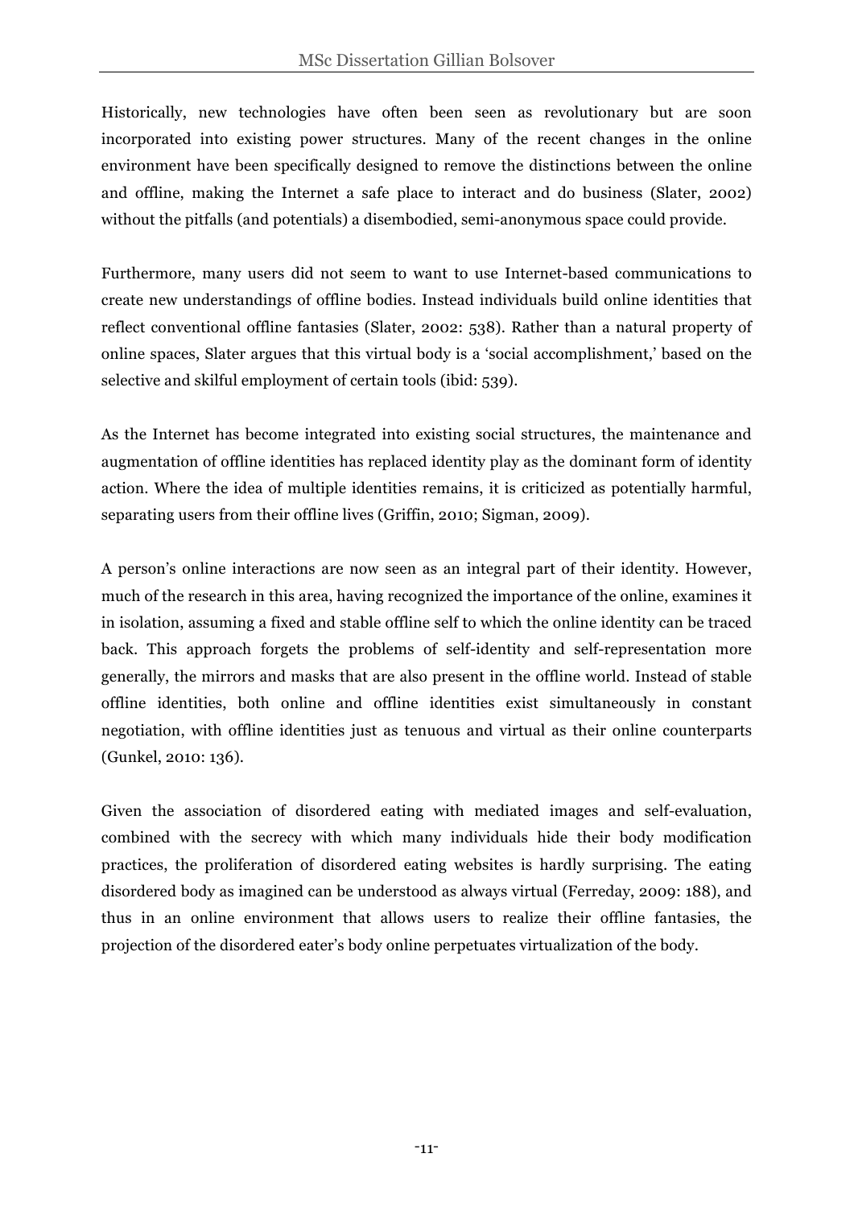Historically, new technologies have often been seen as revolutionary but are soon incorporated into existing power structures. Many of the recent changes in the online environment have been specifically designed to remove the distinctions between the online and offline, making the Internet a safe place to interact and do business (Slater, 2002) without the pitfalls (and potentials) a disembodied, semi-anonymous space could provide.

Furthermore, many users did not seem to want to use Internet-based communications to create new understandings of offline bodies. Instead individuals build online identities that reflect conventional offline fantasies (Slater, 2002: 538). Rather than a natural property of online spaces, Slater argues that this virtual body is a 'social accomplishment,' based on the selective and skilful employment of certain tools (ibid: 539).

As the Internet has become integrated into existing social structures, the maintenance and augmentation of offline identities has replaced identity play as the dominant form of identity action. Where the idea of multiple identities remains, it is criticized as potentially harmful, separating users from their offline lives (Griffin, 2010; Sigman, 2009).

A person's online interactions are now seen as an integral part of their identity. However, much of the research in this area, having recognized the importance of the online, examines it in isolation, assuming a fixed and stable offline self to which the online identity can be traced back. This approach forgets the problems of self-identity and self-representation more generally, the mirrors and masks that are also present in the offline world. Instead of stable offline identities, both online and offline identities exist simultaneously in constant negotiation, with offline identities just as tenuous and virtual as their online counterparts (Gunkel, 2010: 136).

Given the association of disordered eating with mediated images and self-evaluation, combined with the secrecy with which many individuals hide their body modification practices, the proliferation of disordered eating websites is hardly surprising. The eating disordered body as imagined can be understood as always virtual (Ferreday, 2009: 188), and thus in an online environment that allows users to realize their offline fantasies, the projection of the disordered eater's body online perpetuates virtualization of the body.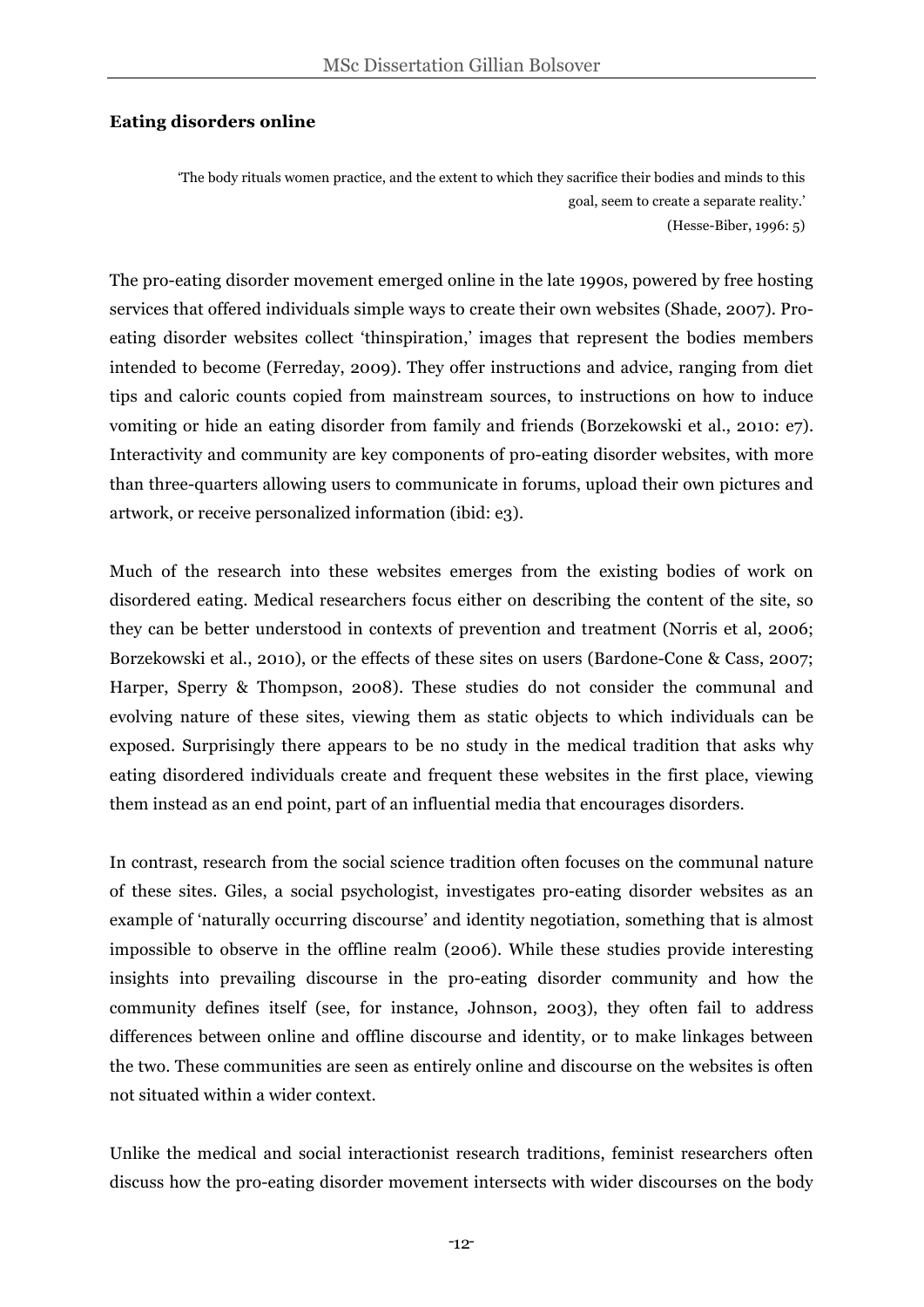**Eating disorders online**

> 'The body rituals women practice, and the extent to which they sacrifice their bodies and minds to this goal, seem to create a separate reality.'
>
> (Hesse-Biber, 1996: 5)

The pro-eating disorder movement emerged online in the late 1990s, powered by free hosting services that offered individuals simple ways to create their own websites (Shade, 2007). Pro-eating disorder websites collect 'thinspiration,' images that represent the bodies members intended to become (Ferreday, 2009). They offer instructions and advice, ranging from diet tips and caloric counts copied from mainstream sources, to instructions on how to induce vomiting or hide an eating disorder from family and friends (Borzekowski et al., 2010: e7). Interactivity and community are key components of pro-eating disorder websites, with more than three-quarters allowing users to communicate in forums, upload their own pictures and artwork, or receive personalized information (ibid: e3).

Much of the research into these websites emerges from the existing bodies of work on disordered eating. Medical researchers focus either on describing the content of the site, so they can be better understood in contexts of prevention and treatment (Norris et al, 2006; Borzekowski et al., 2010), or the effects of these sites on users (Bardone-Cone & Cass, 2007; Harper, Sperry & Thompson, 2008). These studies do not consider the communal and evolving nature of these sites, viewing them as static objects to which individuals can be exposed. Surprisingly there appears to be no study in the medical tradition that asks why eating disordered individuals create and frequent these websites in the first place, viewing them instead as an end point, part of an influential media that encourages disorders.

In contrast, research from the social science tradition often focuses on the communal nature of these sites. Giles, a social psychologist, investigates pro-eating disorder websites as an example of 'naturally occurring discourse' and identity negotiation, something that is almost impossible to observe in the offline realm (2006). While these studies provide interesting insights into prevailing discourse in the pro-eating disorder community and how the community defines itself (see, for instance, Johnson, 2003), they often fail to address differences between online and offline discourse and identity, or to make linkages between the two. These communities are seen as entirely online and discourse on the websites is often not situated within a wider context.

Unlike the medical and social interactionist research traditions, feminist researchers often discuss how the pro-eating disorder movement intersects with wider discourses on the body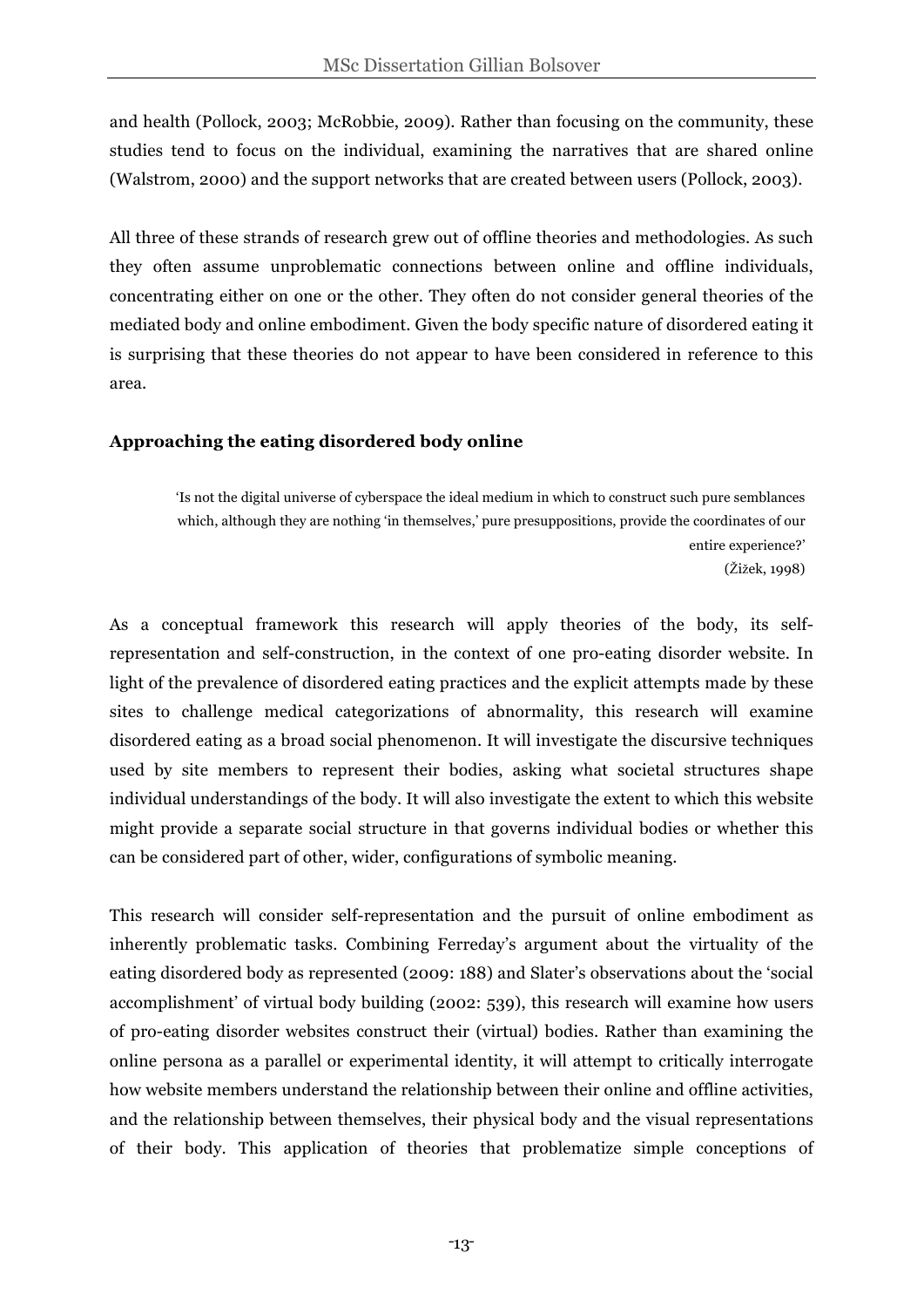and health (Pollock, 2003; McRobbie, 2009). Rather than focusing on the community, these studies tend to focus on the individual, examining the narratives that are shared online (Walstrom, 2000) and the support networks that are created between users (Pollock, 2003).

All three of these strands of research grew out of offline theories and methodologies. As such they often assume unproblematic connections between online and offline individuals, concentrating either on one or the other. They often do not consider general theories of the mediated body and online embodiment. Given the body specific nature of disordered eating it is surprising that these theories do not appear to have been considered in reference to this area.

### Approaching the eating disordered body online

> 'Is not the digital universe of cyberspace the ideal medium in which to construct such pure semblances which, although they are nothing 'in themselves,' pure presuppositions, provide the coordinates of our entire experience?'
>
> (Žižek, 1998)

As a conceptual framework this research will apply theories of the body, its self-representation and self-construction, in the context of one pro-eating disorder website. In light of the prevalence of disordered eating practices and the explicit attempts made by these sites to challenge medical categorizations of abnormality, this research will examine disordered eating as a broad social phenomenon. It will investigate the discursive techniques used by site members to represent their bodies, asking what societal structures shape individual understandings of the body. It will also investigate the extent to which this website might provide a separate social structure in that governs individual bodies or whether this can be considered part of other, wider, configurations of symbolic meaning.

This research will consider self-representation and the pursuit of online embodiment as inherently problematic tasks. Combining Ferreday's argument about the virtuality of the eating disordered body as represented (2009: 188) and Slater's observations about the 'social accomplishment' of virtual body building (2002: 539), this research will examine how users of pro-eating disorder websites construct their (virtual) bodies. Rather than examining the online persona as a parallel or experimental identity, it will attempt to critically interrogate how website members understand the relationship between their online and offline activities, and the relationship between themselves, their physical body and the visual representations of their body. This application of theories that problematize simple conceptions of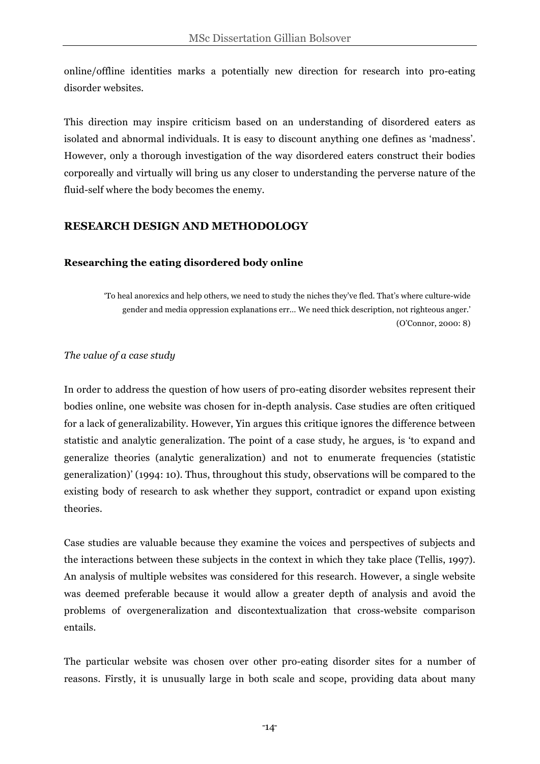online/offline identities marks a potentially new direction for research into pro-eating disorder websites.

This direction may inspire criticism based on an understanding of disordered eaters as isolated and abnormal individuals. It is easy to discount anything one defines as 'madness'. However, only a thorough investigation of the way disordered eaters construct their bodies corporeally and virtually will bring us any closer to understanding the perverse nature of the fluid-self where the body becomes the enemy.

## RESEARCH DESIGN AND METHODOLOGY

### Researching the eating disordered body online

> 'To heal anorexics and help others, we need to study the niches they've fled. That's where culture-wide gender and media oppression explanations err… We need thick description, not righteous anger.' (O'Connor, 2000: 8)

*The value of a case study*

In order to address the question of how users of pro-eating disorder websites represent their bodies online, one website was chosen for in-depth analysis. Case studies are often critiqued for a lack of generalizability. However, Yin argues this critique ignores the difference between statistic and analytic generalization. The point of a case study, he argues, is 'to expand and generalize theories (analytic generalization) and not to enumerate frequencies (statistic generalization)' (1994: 10). Thus, throughout this study, observations will be compared to the existing body of research to ask whether they support, contradict or expand upon existing theories.

Case studies are valuable because they examine the voices and perspectives of subjects and the interactions between these subjects in the context in which they take place (Tellis, 1997). An analysis of multiple websites was considered for this research. However, a single website was deemed preferable because it would allow a greater depth of analysis and avoid the problems of overgeneralization and discontextualization that cross-website comparison entails.

The particular website was chosen over other pro-eating disorder sites for a number of reasons. Firstly, it is unusually large in both scale and scope, providing data about many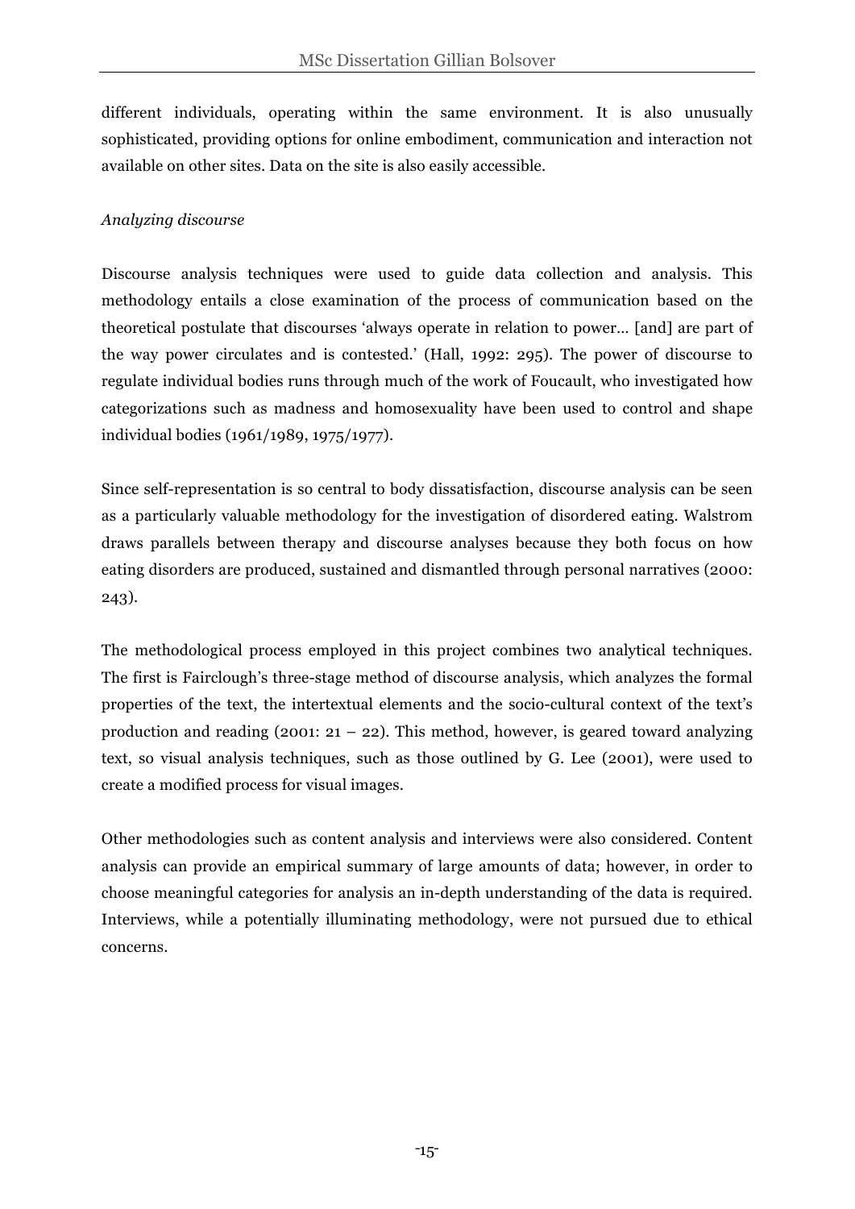different individuals, operating within the same environment. It is also unusually sophisticated, providing options for online embodiment, communication and interaction not available on other sites. Data on the site is also easily accessible.

*Analyzing discourse*

Discourse analysis techniques were used to guide data collection and analysis. This methodology entails a close examination of the process of communication based on the theoretical postulate that discourses 'always operate in relation to power… [and] are part of the way power circulates and is contested.' (Hall, 1992: 295). The power of discourse to regulate individual bodies runs through much of the work of Foucault, who investigated how categorizations such as madness and homosexuality have been used to control and shape individual bodies (1961/1989, 1975/1977).

Since self-representation is so central to body dissatisfaction, discourse analysis can be seen as a particularly valuable methodology for the investigation of disordered eating. Walstrom draws parallels between therapy and discourse analyses because they both focus on how eating disorders are produced, sustained and dismantled through personal narratives (2000: 243).

The methodological process employed in this project combines two analytical techniques. The first is Fairclough's three-stage method of discourse analysis, which analyzes the formal properties of the text, the intertextual elements and the socio-cultural context of the text's production and reading (2001: 21 – 22). This method, however, is geared toward analyzing text, so visual analysis techniques, such as those outlined by G. Lee (2001), were used to create a modified process for visual images.

Other methodologies such as content analysis and interviews were also considered. Content analysis can provide an empirical summary of large amounts of data; however, in order to choose meaningful categories for analysis an in-depth understanding of the data is required. Interviews, while a potentially illuminating methodology, were not pursued due to ethical concerns.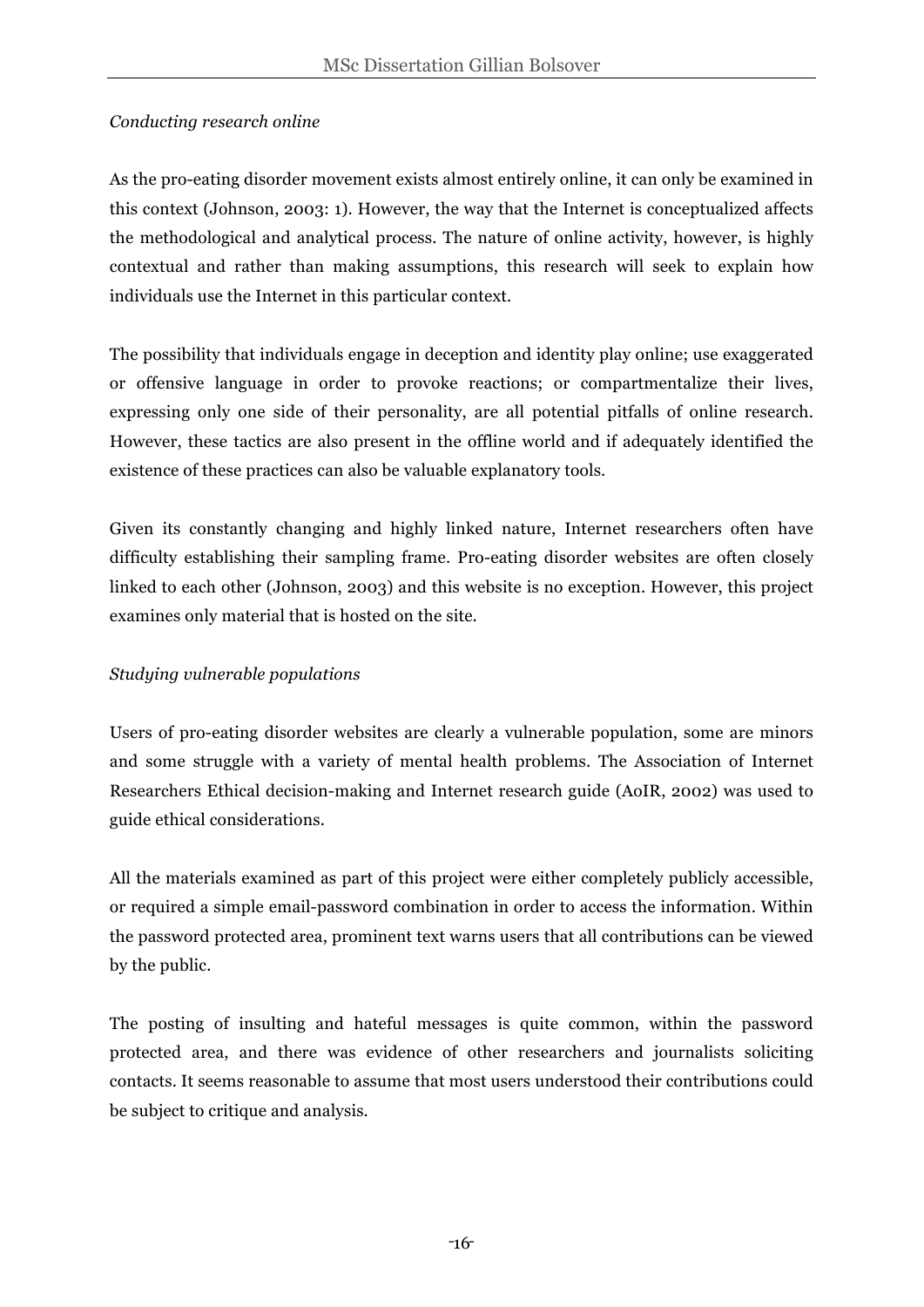*Conducting research online*

As the pro-eating disorder movement exists almost entirely online, it can only be examined in this context (Johnson, 2003: 1). However, the way that the Internet is conceptualized affects the methodological and analytical process. The nature of online activity, however, is highly contextual and rather than making assumptions, this research will seek to explain how individuals use the Internet in this particular context.

The possibility that individuals engage in deception and identity play online; use exaggerated or offensive language in order to provoke reactions; or compartmentalize their lives, expressing only one side of their personality, are all potential pitfalls of online research. However, these tactics are also present in the offline world and if adequately identified the existence of these practices can also be valuable explanatory tools.

Given its constantly changing and highly linked nature, Internet researchers often have difficulty establishing their sampling frame. Pro-eating disorder websites are often closely linked to each other (Johnson, 2003) and this website is no exception. However, this project examines only material that is hosted on the site.

*Studying vulnerable populations*

Users of pro-eating disorder websites are clearly a vulnerable population, some are minors and some struggle with a variety of mental health problems. The Association of Internet Researchers Ethical decision-making and Internet research guide (AoIR, 2002) was used to guide ethical considerations.

All the materials examined as part of this project were either completely publicly accessible, or required a simple email-password combination in order to access the information. Within the password protected area, prominent text warns users that all contributions can be viewed by the public.

The posting of insulting and hateful messages is quite common, within the password protected area, and there was evidence of other researchers and journalists soliciting contacts. It seems reasonable to assume that most users understood their contributions could be subject to critique and analysis.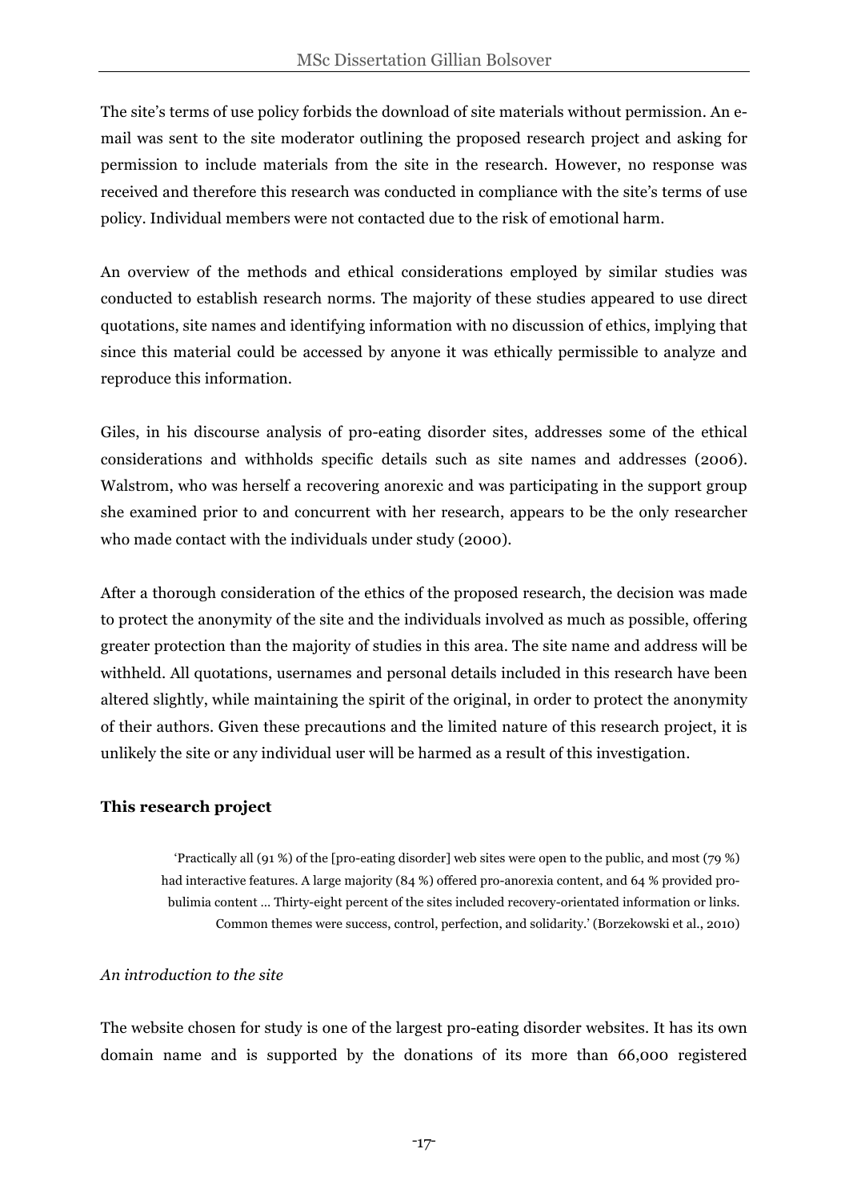The site's terms of use policy forbids the download of site materials without permission. An e-mail was sent to the site moderator outlining the proposed research project and asking for permission to include materials from the site in the research. However, no response was received and therefore this research was conducted in compliance with the site's terms of use policy. Individual members were not contacted due to the risk of emotional harm.

An overview of the methods and ethical considerations employed by similar studies was conducted to establish research norms. The majority of these studies appeared to use direct quotations, site names and identifying information with no discussion of ethics, implying that since this material could be accessed by anyone it was ethically permissible to analyze and reproduce this information.

Giles, in his discourse analysis of pro-eating disorder sites, addresses some of the ethical considerations and withholds specific details such as site names and addresses (2006). Walstrom, who was herself a recovering anorexic and was participating in the support group she examined prior to and concurrent with her research, appears to be the only researcher who made contact with the individuals under study (2000).

After a thorough consideration of the ethics of the proposed research, the decision was made to protect the anonymity of the site and the individuals involved as much as possible, offering greater protection than the majority of studies in this area. The site name and address will be withheld. All quotations, usernames and personal details included in this research have been altered slightly, while maintaining the spirit of the original, in order to protect the anonymity of their authors. Given these precautions and the limited nature of this research project, it is unlikely the site or any individual user will be harmed as a result of this investigation.

**This research project**

> 'Practically all (91 %) of the [pro-eating disorder] web sites were open to the public, and most (79 %) had interactive features. A large majority (84 %) offered pro-anorexia content, and 64 % provided pro-bulimia content ... Thirty-eight percent of the sites included recovery-orientated information or links. Common themes were success, control, perfection, and solidarity.' (Borzekowski et al., 2010)

*An introduction to the site*

The website chosen for study is one of the largest pro-eating disorder websites. It has its own domain name and is supported by the donations of its more than 66,000 registered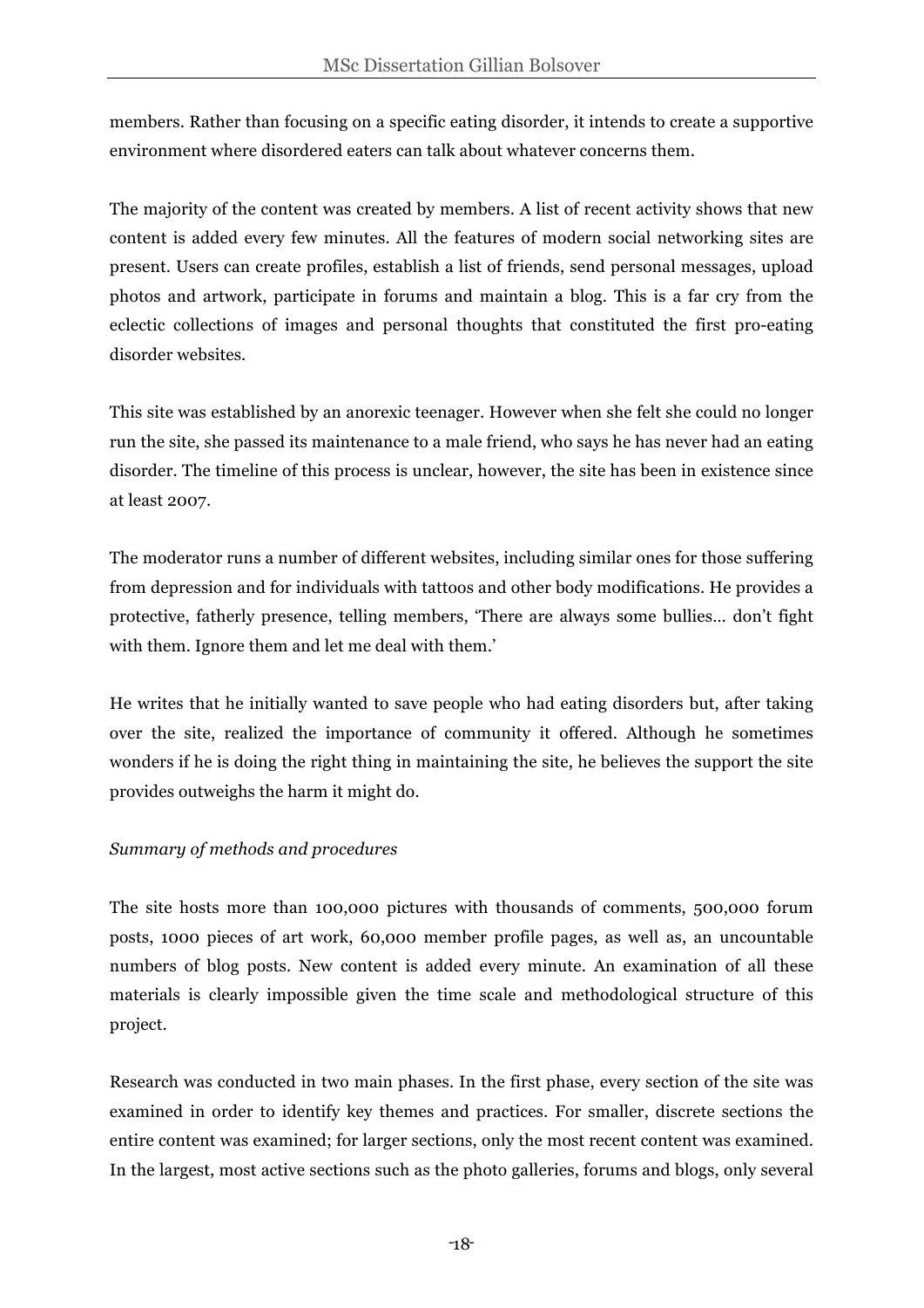members. Rather than focusing on a specific eating disorder, it intends to create a supportive environment where disordered eaters can talk about whatever concerns them.

The majority of the content was created by members. A list of recent activity shows that new content is added every few minutes. All the features of modern social networking sites are present. Users can create profiles, establish a list of friends, send personal messages, upload photos and artwork, participate in forums and maintain a blog. This is a far cry from the eclectic collections of images and personal thoughts that constituted the first pro-eating disorder websites.

This site was established by an anorexic teenager. However when she felt she could no longer run the site, she passed its maintenance to a male friend, who says he has never had an eating disorder. The timeline of this process is unclear, however, the site has been in existence since at least 2007.

The moderator runs a number of different websites, including similar ones for those suffering from depression and for individuals with tattoos and other body modifications. He provides a protective, fatherly presence, telling members, 'There are always some bullies… don't fight with them. Ignore them and let me deal with them.'

He writes that he initially wanted to save people who had eating disorders but, after taking over the site, realized the importance of community it offered. Although he sometimes wonders if he is doing the right thing in maintaining the site, he believes the support the site provides outweighs the harm it might do.

*Summary of methods and procedures*

The site hosts more than 100,000 pictures with thousands of comments, 500,000 forum posts, 1000 pieces of art work, 60,000 member profile pages, as well as, an uncountable numbers of blog posts. New content is added every minute. An examination of all these materials is clearly impossible given the time scale and methodological structure of this project.

Research was conducted in two main phases. In the first phase, every section of the site was examined in order to identify key themes and practices. For smaller, discrete sections the entire content was examined; for larger sections, only the most recent content was examined. In the largest, most active sections such as the photo galleries, forums and blogs, only several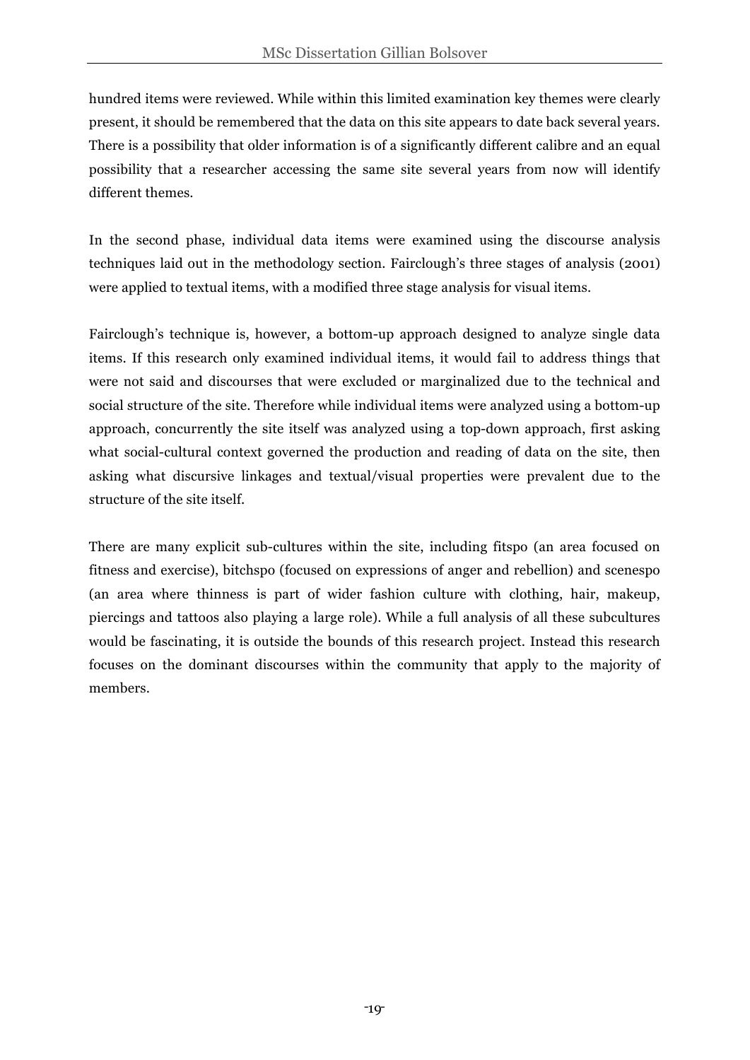hundred items were reviewed. While within this limited examination key themes were clearly present, it should be remembered that the data on this site appears to date back several years. There is a possibility that older information is of a significantly different calibre and an equal possibility that a researcher accessing the same site several years from now will identify different themes.

In the second phase, individual data items were examined using the discourse analysis techniques laid out in the methodology section. Fairclough's three stages of analysis (2001) were applied to textual items, with a modified three stage analysis for visual items.

Fairclough's technique is, however, a bottom-up approach designed to analyze single data items. If this research only examined individual items, it would fail to address things that were not said and discourses that were excluded or marginalized due to the technical and social structure of the site. Therefore while individual items were analyzed using a bottom-up approach, concurrently the site itself was analyzed using a top-down approach, first asking what social-cultural context governed the production and reading of data on the site, then asking what discursive linkages and textual/visual properties were prevalent due to the structure of the site itself.

There are many explicit sub-cultures within the site, including fitspo (an area focused on fitness and exercise), bitchspo (focused on expressions of anger and rebellion) and scenespo (an area where thinness is part of wider fashion culture with clothing, hair, makeup, piercings and tattoos also playing a large role). While a full analysis of all these subcultures would be fascinating, it is outside the bounds of this research project. Instead this research focuses on the dominant discourses within the community that apply to the majority of members.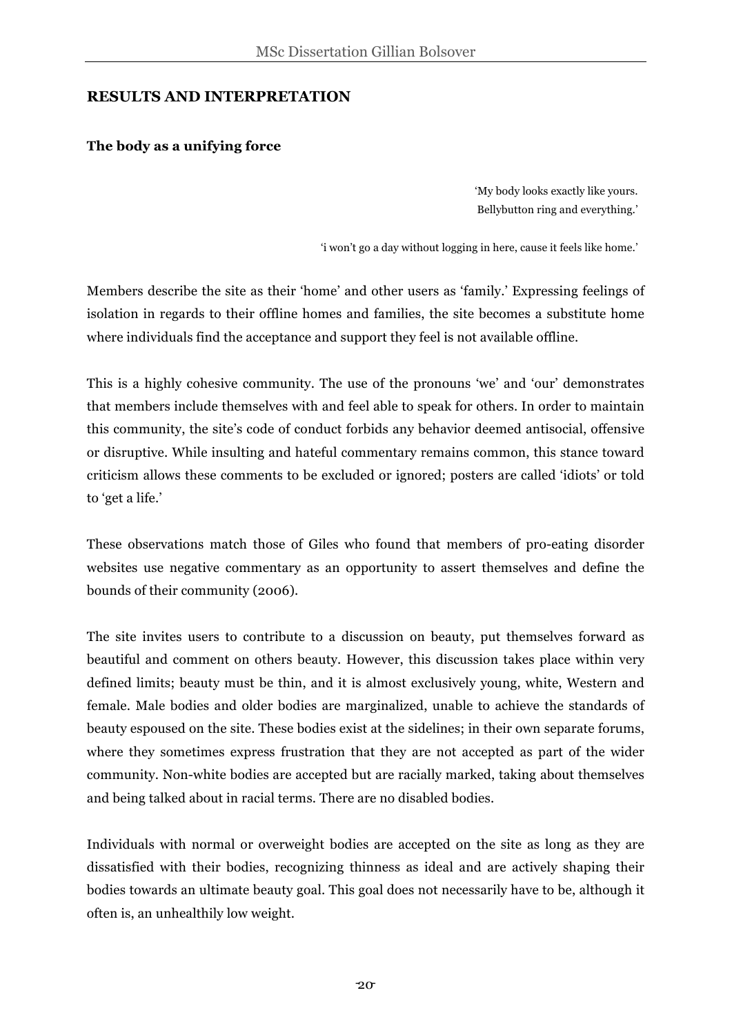## RESULTS AND INTERPRETATION

### The body as a unifying force

> 'My body looks exactly like yours.
> Bellybutton ring and everything.'

> 'i won't go a day without logging in here, cause it feels like home.'

Members describe the site as their 'home' and other users as 'family.' Expressing feelings of isolation in regards to their offline homes and families, the site becomes a substitute home where individuals find the acceptance and support they feel is not available offline.

This is a highly cohesive community. The use of the pronouns 'we' and 'our' demonstrates that members include themselves with and feel able to speak for others. In order to maintain this community, the site's code of conduct forbids any behavior deemed antisocial, offensive or disruptive. While insulting and hateful commentary remains common, this stance toward criticism allows these comments to be excluded or ignored; posters are called 'idiots' or told to 'get a life.'

These observations match those of Giles who found that members of pro-eating disorder websites use negative commentary as an opportunity to assert themselves and define the bounds of their community (2006).

The site invites users to contribute to a discussion on beauty, put themselves forward as beautiful and comment on others beauty. However, this discussion takes place within very defined limits; beauty must be thin, and it is almost exclusively young, white, Western and female. Male bodies and older bodies are marginalized, unable to achieve the standards of beauty espoused on the site. These bodies exist at the sidelines; in their own separate forums, where they sometimes express frustration that they are not accepted as part of the wider community. Non-white bodies are accepted but are racially marked, taking about themselves and being talked about in racial terms. There are no disabled bodies.

Individuals with normal or overweight bodies are accepted on the site as long as they are dissatisfied with their bodies, recognizing thinness as ideal and are actively shaping their bodies towards an ultimate beauty goal. This goal does not necessarily have to be, although it often is, an unhealthily low weight.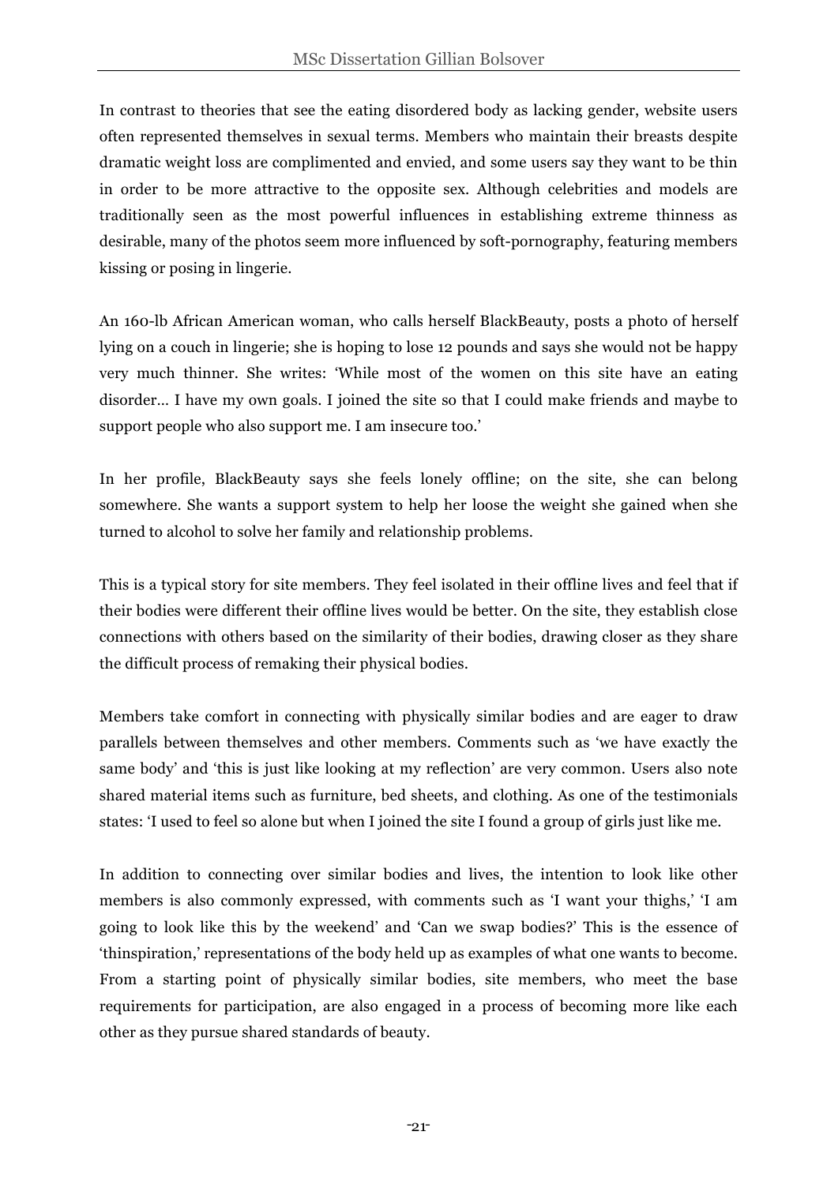In contrast to theories that see the eating disordered body as lacking gender, website users often represented themselves in sexual terms. Members who maintain their breasts despite dramatic weight loss are complimented and envied, and some users say they want to be thin in order to be more attractive to the opposite sex. Although celebrities and models are traditionally seen as the most powerful influences in establishing extreme thinness as desirable, many of the photos seem more influenced by soft-pornography, featuring members kissing or posing in lingerie.

An 160-lb African American woman, who calls herself BlackBeauty, posts a photo of herself lying on a couch in lingerie; she is hoping to lose 12 pounds and says she would not be happy very much thinner. She writes: 'While most of the women on this site have an eating disorder… I have my own goals. I joined the site so that I could make friends and maybe to support people who also support me. I am insecure too.'

In her profile, BlackBeauty says she feels lonely offline; on the site, she can belong somewhere. She wants a support system to help her loose the weight she gained when she turned to alcohol to solve her family and relationship problems.

This is a typical story for site members. They feel isolated in their offline lives and feel that if their bodies were different their offline lives would be better. On the site, they establish close connections with others based on the similarity of their bodies, drawing closer as they share the difficult process of remaking their physical bodies.

Members take comfort in connecting with physically similar bodies and are eager to draw parallels between themselves and other members. Comments such as 'we have exactly the same body' and 'this is just like looking at my reflection' are very common. Users also note shared material items such as furniture, bed sheets, and clothing. As one of the testimonials states: 'I used to feel so alone but when I joined the site I found a group of girls just like me.

In addition to connecting over similar bodies and lives, the intention to look like other members is also commonly expressed, with comments such as 'I want your thighs,' 'I am going to look like this by the weekend' and 'Can we swap bodies?' This is the essence of 'thinspiration,' representations of the body held up as examples of what one wants to become. From a starting point of physically similar bodies, site members, who meet the base requirements for participation, are also engaged in a process of becoming more like each other as they pursue shared standards of beauty.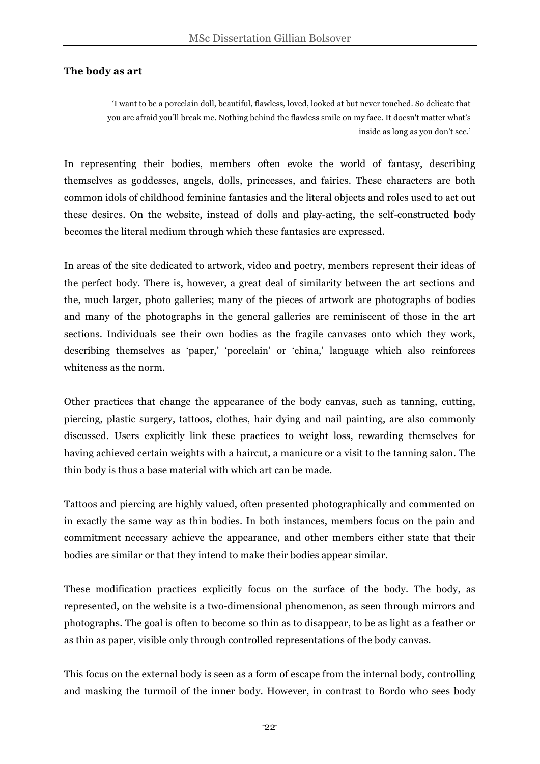**The body as art**

> 'I want to be a porcelain doll, beautiful, flawless, loved, looked at but never touched. So delicate that you are afraid you'll break me. Nothing behind the flawless smile on my face. It doesn't matter what's inside as long as you don't see.'

In representing their bodies, members often evoke the world of fantasy, describing themselves as goddesses, angels, dolls, princesses, and fairies. These characters are both common idols of childhood feminine fantasies and the literal objects and roles used to act out these desires. On the website, instead of dolls and play-acting, the self-constructed body becomes the literal medium through which these fantasies are expressed.

In areas of the site dedicated to artwork, video and poetry, members represent their ideas of the perfect body. There is, however, a great deal of similarity between the art sections and the, much larger, photo galleries; many of the pieces of artwork are photographs of bodies and many of the photographs in the general galleries are reminiscent of those in the art sections. Individuals see their own bodies as the fragile canvases onto which they work, describing themselves as 'paper,' 'porcelain' or 'china,' language which also reinforces whiteness as the norm.

Other practices that change the appearance of the body canvas, such as tanning, cutting, piercing, plastic surgery, tattoos, clothes, hair dying and nail painting, are also commonly discussed. Users explicitly link these practices to weight loss, rewarding themselves for having achieved certain weights with a haircut, a manicure or a visit to the tanning salon. The thin body is thus a base material with which art can be made.

Tattoos and piercing are highly valued, often presented photographically and commented on in exactly the same way as thin bodies. In both instances, members focus on the pain and commitment necessary achieve the appearance, and other members either state that their bodies are similar or that they intend to make their bodies appear similar.

These modification practices explicitly focus on the surface of the body. The body, as represented, on the website is a two-dimensional phenomenon, as seen through mirrors and photographs. The goal is often to become so thin as to disappear, to be as light as a feather or as thin as paper, visible only through controlled representations of the body canvas.

This focus on the external body is seen as a form of escape from the internal body, controlling and masking the turmoil of the inner body. However, in contrast to Bordo who sees body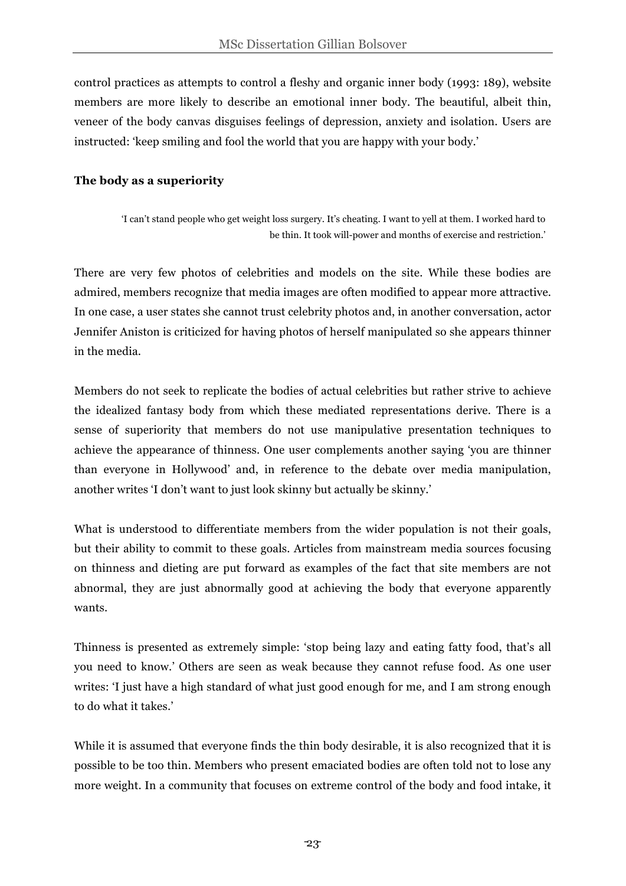control practices as attempts to control a fleshy and organic inner body (1993: 189), website members are more likely to describe an emotional inner body. The beautiful, albeit thin, veneer of the body canvas disguises feelings of depression, anxiety and isolation. Users are instructed: 'keep smiling and fool the world that you are happy with your body.'

**The body as a superiority**

> 'I can't stand people who get weight loss surgery. It's cheating. I want to yell at them. I worked hard to be thin. It took will-power and months of exercise and restriction.'

There are very few photos of celebrities and models on the site. While these bodies are admired, members recognize that media images are often modified to appear more attractive. In one case, a user states she cannot trust celebrity photos and, in another conversation, actor Jennifer Aniston is criticized for having photos of herself manipulated so she appears thinner in the media.

Members do not seek to replicate the bodies of actual celebrities but rather strive to achieve the idealized fantasy body from which these mediated representations derive. There is a sense of superiority that members do not use manipulative presentation techniques to achieve the appearance of thinness. One user complements another saying 'you are thinner than everyone in Hollywood' and, in reference to the debate over media manipulation, another writes 'I don't want to just look skinny but actually be skinny.'

What is understood to differentiate members from the wider population is not their goals, but their ability to commit to these goals. Articles from mainstream media sources focusing on thinness and dieting are put forward as examples of the fact that site members are not abnormal, they are just abnormally good at achieving the body that everyone apparently wants.

Thinness is presented as extremely simple: 'stop being lazy and eating fatty food, that's all you need to know.' Others are seen as weak because they cannot refuse food. As one user writes: 'I just have a high standard of what just good enough for me, and I am strong enough to do what it takes.'

While it is assumed that everyone finds the thin body desirable, it is also recognized that it is possible to be too thin. Members who present emaciated bodies are often told not to lose any more weight. In a community that focuses on extreme control of the body and food intake, it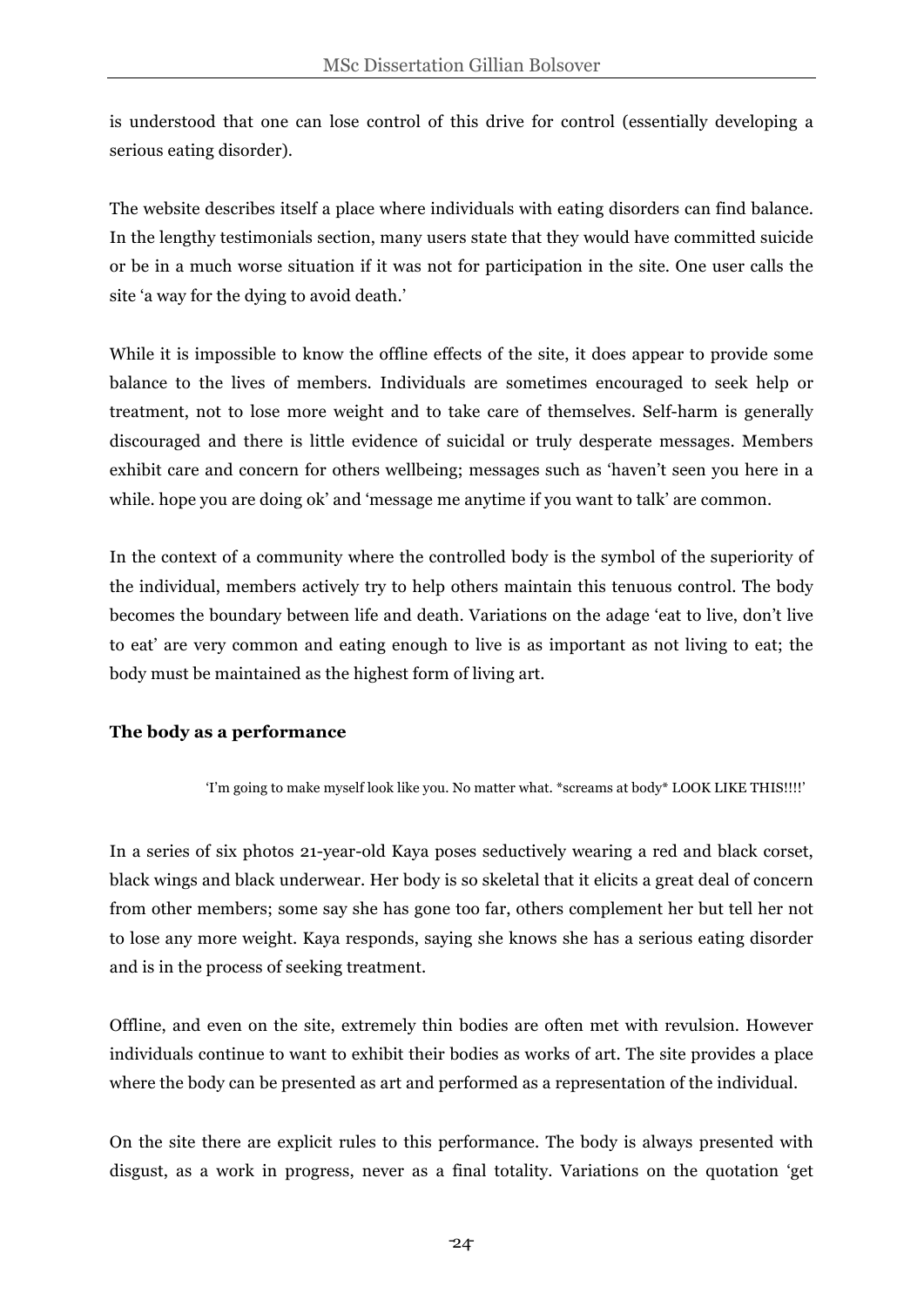is understood that one can lose control of this drive for control (essentially developing a serious eating disorder).

The website describes itself a place where individuals with eating disorders can find balance. In the lengthy testimonials section, many users state that they would have committed suicide or be in a much worse situation if it was not for participation in the site. One user calls the site 'a way for the dying to avoid death.'

While it is impossible to know the offline effects of the site, it does appear to provide some balance to the lives of members. Individuals are sometimes encouraged to seek help or treatment, not to lose more weight and to take care of themselves. Self-harm is generally discouraged and there is little evidence of suicidal or truly desperate messages. Members exhibit care and concern for others wellbeing; messages such as 'haven't seen you here in a while. hope you are doing ok' and 'message me anytime if you want to talk' are common.

In the context of a community where the controlled body is the symbol of the superiority of the individual, members actively try to help others maintain this tenuous control. The body becomes the boundary between life and death. Variations on the adage 'eat to live, don't live to eat' are very common and eating enough to live is as important as not living to eat; the body must be maintained as the highest form of living art.

**The body as a performance**

> 'I'm going to make myself look like you. No matter what. *screams at body* LOOK LIKE THIS!!!!'

In a series of six photos 21-year-old Kaya poses seductively wearing a red and black corset, black wings and black underwear. Her body is so skeletal that it elicits a great deal of concern from other members; some say she has gone too far, others complement her but tell her not to lose any more weight. Kaya responds, saying she knows she has a serious eating disorder and is in the process of seeking treatment.

Offline, and even on the site, extremely thin bodies are often met with revulsion. However individuals continue to want to exhibit their bodies as works of art. The site provides a place where the body can be presented as art and performed as a representation of the individual.

On the site there are explicit rules to this performance. The body is always presented with disgust, as a work in progress, never as a final totality. Variations on the quotation 'get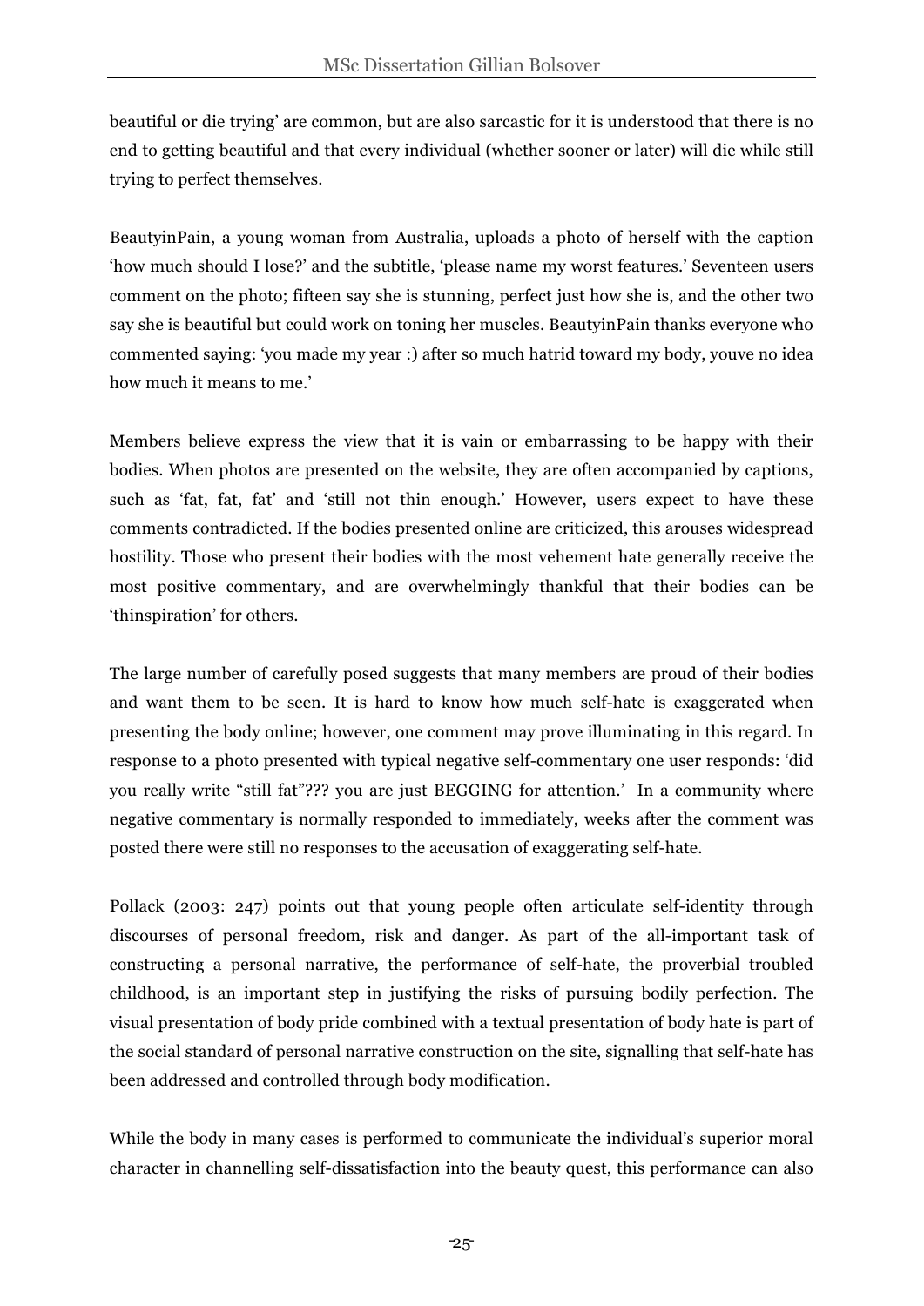beautiful or die trying' are common, but are also sarcastic for it is understood that there is no end to getting beautiful and that every individual (whether sooner or later) will die while still trying to perfect themselves.

BeautyinPain, a young woman from Australia, uploads a photo of herself with the caption 'how much should I lose?' and the subtitle, 'please name my worst features.' Seventeen users comment on the photo; fifteen say she is stunning, perfect just how she is, and the other two say she is beautiful but could work on toning her muscles. BeautyinPain thanks everyone who commented saying: 'you made my year :) after so much hatrid toward my body, youve no idea how much it means to me.'

Members believe express the view that it is vain or embarrassing to be happy with their bodies. When photos are presented on the website, they are often accompanied by captions, such as 'fat, fat, fat' and 'still not thin enough.' However, users expect to have these comments contradicted. If the bodies presented online are criticized, this arouses widespread hostility. Those who present their bodies with the most vehement hate generally receive the most positive commentary, and are overwhelmingly thankful that their bodies can be 'thinspiration' for others.

The large number of carefully posed suggests that many members are proud of their bodies and want them to be seen. It is hard to know how much self-hate is exaggerated when presenting the body online; however, one comment may prove illuminating in this regard. In response to a photo presented with typical negative self-commentary one user responds: 'did you really write "still fat"??? you are just BEGGING for attention.' In a community where negative commentary is normally responded to immediately, weeks after the comment was posted there were still no responses to the accusation of exaggerating self-hate.

Pollack (2003: 247) points out that young people often articulate self-identity through discourses of personal freedom, risk and danger. As part of the all-important task of constructing a personal narrative, the performance of self-hate, the proverbial troubled childhood, is an important step in justifying the risks of pursuing bodily perfection. The visual presentation of body pride combined with a textual presentation of body hate is part of the social standard of personal narrative construction on the site, signalling that self-hate has been addressed and controlled through body modification.

While the body in many cases is performed to communicate the individual's superior moral character in channelling self-dissatisfaction into the beauty quest, this performance can also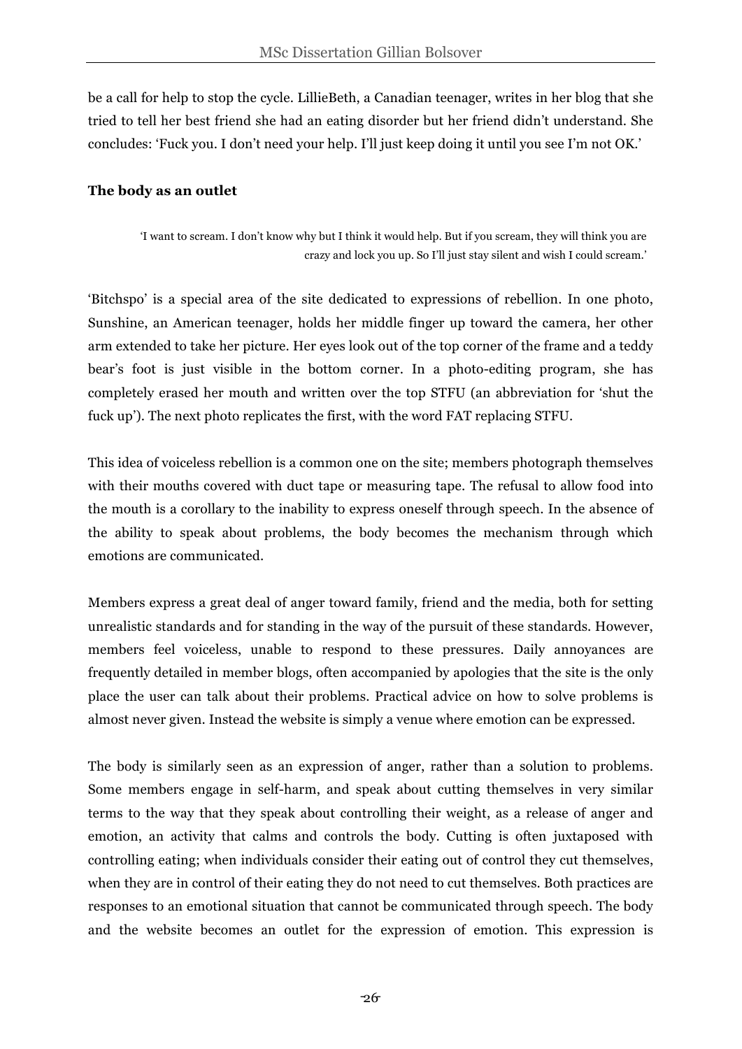be a call for help to stop the cycle. LillieBeth, a Canadian teenager, writes in her blog that she tried to tell her best friend she had an eating disorder but her friend didn't understand. She concludes: 'Fuck you. I don't need your help. I'll just keep doing it until you see I'm not OK.'

**The body as an outlet**

> 'I want to scream. I don't know why but I think it would help. But if you scream, they will think you are crazy and lock you up. So I'll just stay silent and wish I could scream.'

'Bitchspo' is a special area of the site dedicated to expressions of rebellion. In one photo, Sunshine, an American teenager, holds her middle finger up toward the camera, her other arm extended to take her picture. Her eyes look out of the top corner of the frame and a teddy bear's foot is just visible in the bottom corner. In a photo-editing program, she has completely erased her mouth and written over the top STFU (an abbreviation for 'shut the fuck up'). The next photo replicates the first, with the word FAT replacing STFU.

This idea of voiceless rebellion is a common one on the site; members photograph themselves with their mouths covered with duct tape or measuring tape. The refusal to allow food into the mouth is a corollary to the inability to express oneself through speech. In the absence of the ability to speak about problems, the body becomes the mechanism through which emotions are communicated.

Members express a great deal of anger toward family, friend and the media, both for setting unrealistic standards and for standing in the way of the pursuit of these standards. However, members feel voiceless, unable to respond to these pressures. Daily annoyances are frequently detailed in member blogs, often accompanied by apologies that the site is the only place the user can talk about their problems. Practical advice on how to solve problems is almost never given. Instead the website is simply a venue where emotion can be expressed.

The body is similarly seen as an expression of anger, rather than a solution to problems. Some members engage in self-harm, and speak about cutting themselves in very similar terms to the way that they speak about controlling their weight, as a release of anger and emotion, an activity that calms and controls the body. Cutting is often juxtaposed with controlling eating; when individuals consider their eating out of control they cut themselves, when they are in control of their eating they do not need to cut themselves. Both practices are responses to an emotional situation that cannot be communicated through speech. The body and the website becomes an outlet for the expression of emotion. This expression is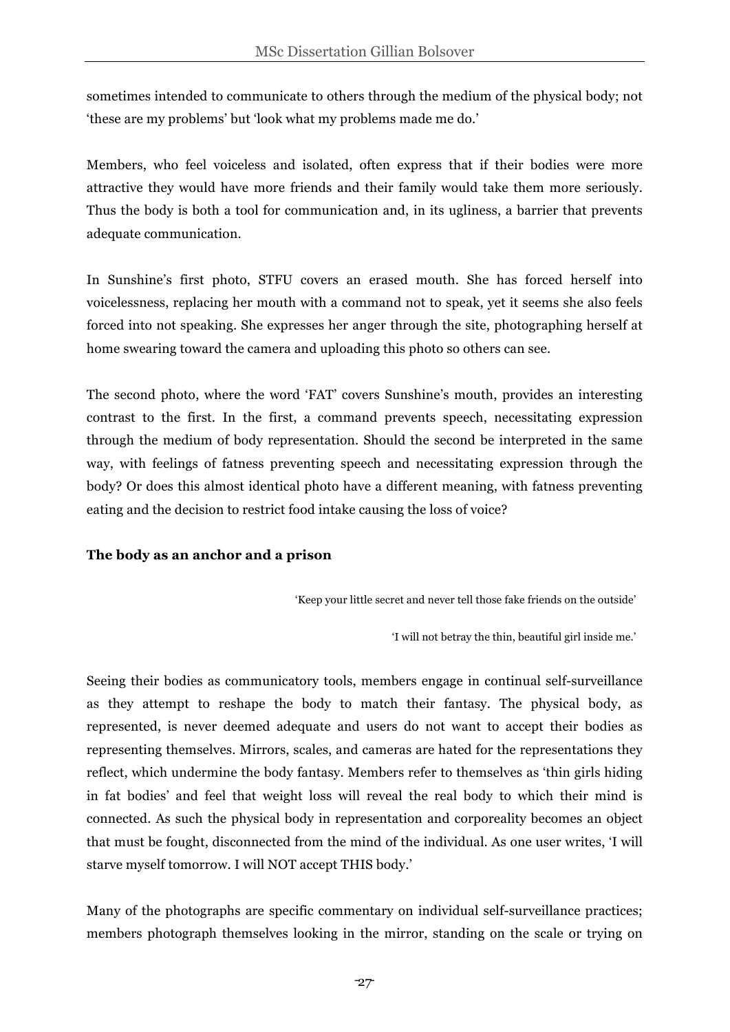sometimes intended to communicate to others through the medium of the physical body; not 'these are my problems' but 'look what my problems made me do.'

Members, who feel voiceless and isolated, often express that if their bodies were more attractive they would have more friends and their family would take them more seriously. Thus the body is both a tool for communication and, in its ugliness, a barrier that prevents adequate communication.

In Sunshine's first photo, STFU covers an erased mouth. She has forced herself into voicelessness, replacing her mouth with a command not to speak, yet it seems she also feels forced into not speaking. She expresses her anger through the site, photographing herself at home swearing toward the camera and uploading this photo so others can see.

The second photo, where the word 'FAT' covers Sunshine's mouth, provides an interesting contrast to the first. In the first, a command prevents speech, necessitating expression through the medium of body representation. Should the second be interpreted in the same way, with feelings of fatness preventing speech and necessitating expression through the body? Or does this almost identical photo have a different meaning, with fatness preventing eating and the decision to restrict food intake causing the loss of voice?

**The body as an anchor and a prison**

'Keep your little secret and never tell those fake friends on the outside'

'I will not betray the thin, beautiful girl inside me.'

Seeing their bodies as communicatory tools, members engage in continual self-surveillance as they attempt to reshape the body to match their fantasy. The physical body, as represented, is never deemed adequate and users do not want to accept their bodies as representing themselves. Mirrors, scales, and cameras are hated for the representations they reflect, which undermine the body fantasy. Members refer to themselves as 'thin girls hiding in fat bodies' and feel that weight loss will reveal the real body to which their mind is connected. As such the physical body in representation and corporeality becomes an object that must be fought, disconnected from the mind of the individual. As one user writes, 'I will starve myself tomorrow. I will NOT accept THIS body.'

Many of the photographs are specific commentary on individual self-surveillance practices; members photograph themselves looking in the mirror, standing on the scale or trying on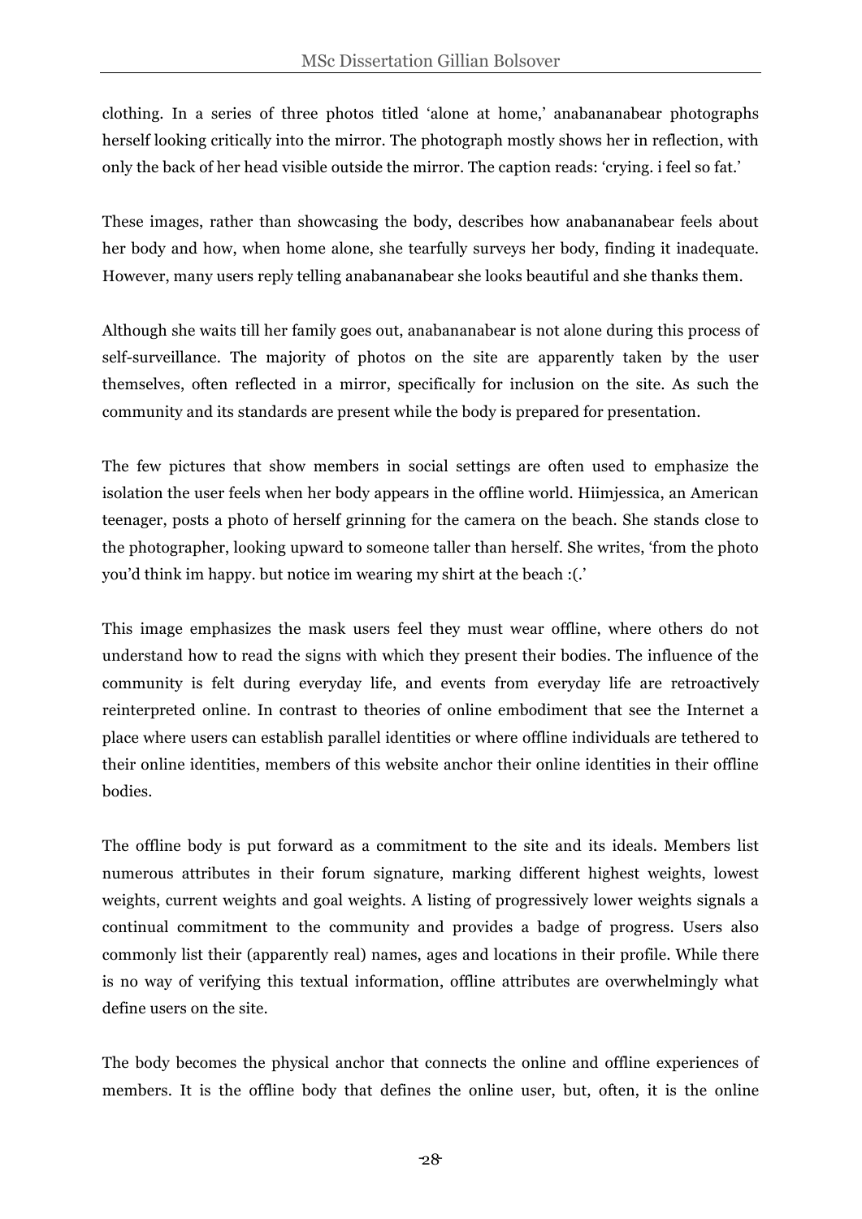clothing. In a series of three photos titled 'alone at home,' anabananabear photographs herself looking critically into the mirror. The photograph mostly shows her in reflection, with only the back of her head visible outside the mirror. The caption reads: 'crying. i feel so fat.'

These images, rather than showcasing the body, describes how anabananabear feels about her body and how, when home alone, she tearfully surveys her body, finding it inadequate. However, many users reply telling anabananabear she looks beautiful and she thanks them.

Although she waits till her family goes out, anabananabear is not alone during this process of self-surveillance. The majority of photos on the site are apparently taken by the user themselves, often reflected in a mirror, specifically for inclusion on the site. As such the community and its standards are present while the body is prepared for presentation.

The few pictures that show members in social settings are often used to emphasize the isolation the user feels when her body appears in the offline world. Hiimjessica, an American teenager, posts a photo of herself grinning for the camera on the beach. She stands close to the photographer, looking upward to someone taller than herself. She writes, 'from the photo you'd think im happy. but notice im wearing my shirt at the beach :(.'

This image emphasizes the mask users feel they must wear offline, where others do not understand how to read the signs with which they present their bodies. The influence of the community is felt during everyday life, and events from everyday life are retroactively reinterpreted online. In contrast to theories of online embodiment that see the Internet a place where users can establish parallel identities or where offline individuals are tethered to their online identities, members of this website anchor their online identities in their offline bodies.

The offline body is put forward as a commitment to the site and its ideals. Members list numerous attributes in their forum signature, marking different highest weights, lowest weights, current weights and goal weights. A listing of progressively lower weights signals a continual commitment to the community and provides a badge of progress. Users also commonly list their (apparently real) names, ages and locations in their profile. While there is no way of verifying this textual information, offline attributes are overwhelmingly what define users on the site.

The body becomes the physical anchor that connects the online and offline experiences of members. It is the offline body that defines the online user, but, often, it is the online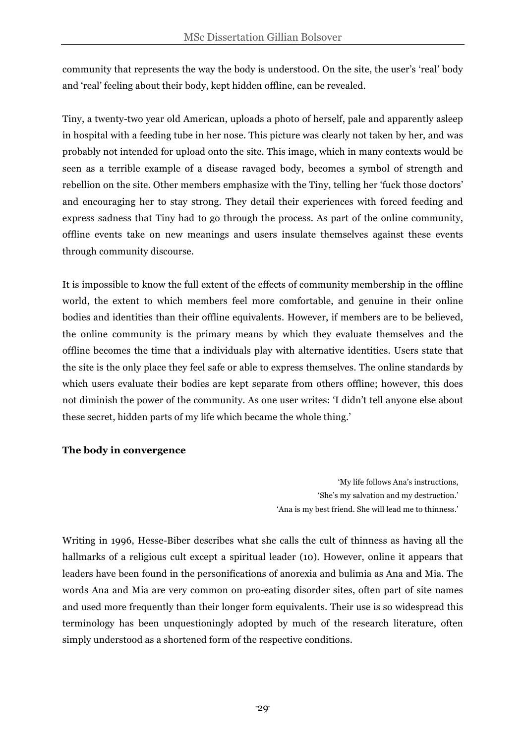community that represents the way the body is understood. On the site, the user's 'real' body and 'real' feeling about their body, kept hidden offline, can be revealed.

Tiny, a twenty-two year old American, uploads a photo of herself, pale and apparently asleep in hospital with a feeding tube in her nose. This picture was clearly not taken by her, and was probably not intended for upload onto the site. This image, which in many contexts would be seen as a terrible example of a disease ravaged body, becomes a symbol of strength and rebellion on the site. Other members emphasize with the Tiny, telling her 'fuck those doctors' and encouraging her to stay strong. They detail their experiences with forced feeding and express sadness that Tiny had to go through the process. As part of the online community, offline events take on new meanings and users insulate themselves against these events through community discourse.

It is impossible to know the full extent of the effects of community membership in the offline world, the extent to which members feel more comfortable, and genuine in their online bodies and identities than their offline equivalents. However, if members are to be believed, the online community is the primary means by which they evaluate themselves and the offline becomes the time that a individuals play with alternative identities. Users state that the site is the only place they feel safe or able to express themselves. The online standards by which users evaluate their bodies are kept separate from others offline; however, this does not diminish the power of the community. As one user writes: 'I didn't tell anyone else about these secret, hidden parts of my life which became the whole thing.'

**The body in convergence**

> 'My life follows Ana's instructions,
> 'She's my salvation and my destruction.'
> 'Ana is my best friend. She will lead me to thinness.'

Writing in 1996, Hesse-Biber describes what she calls the cult of thinness as having all the hallmarks of a religious cult except a spiritual leader (10). However, online it appears that leaders have been found in the personifications of anorexia and bulimia as Ana and Mia. The words Ana and Mia are very common on pro-eating disorder sites, often part of site names and used more frequently than their longer form equivalents. Their use is so widespread this terminology has been unquestioningly adopted by much of the research literature, often simply understood as a shortened form of the respective conditions.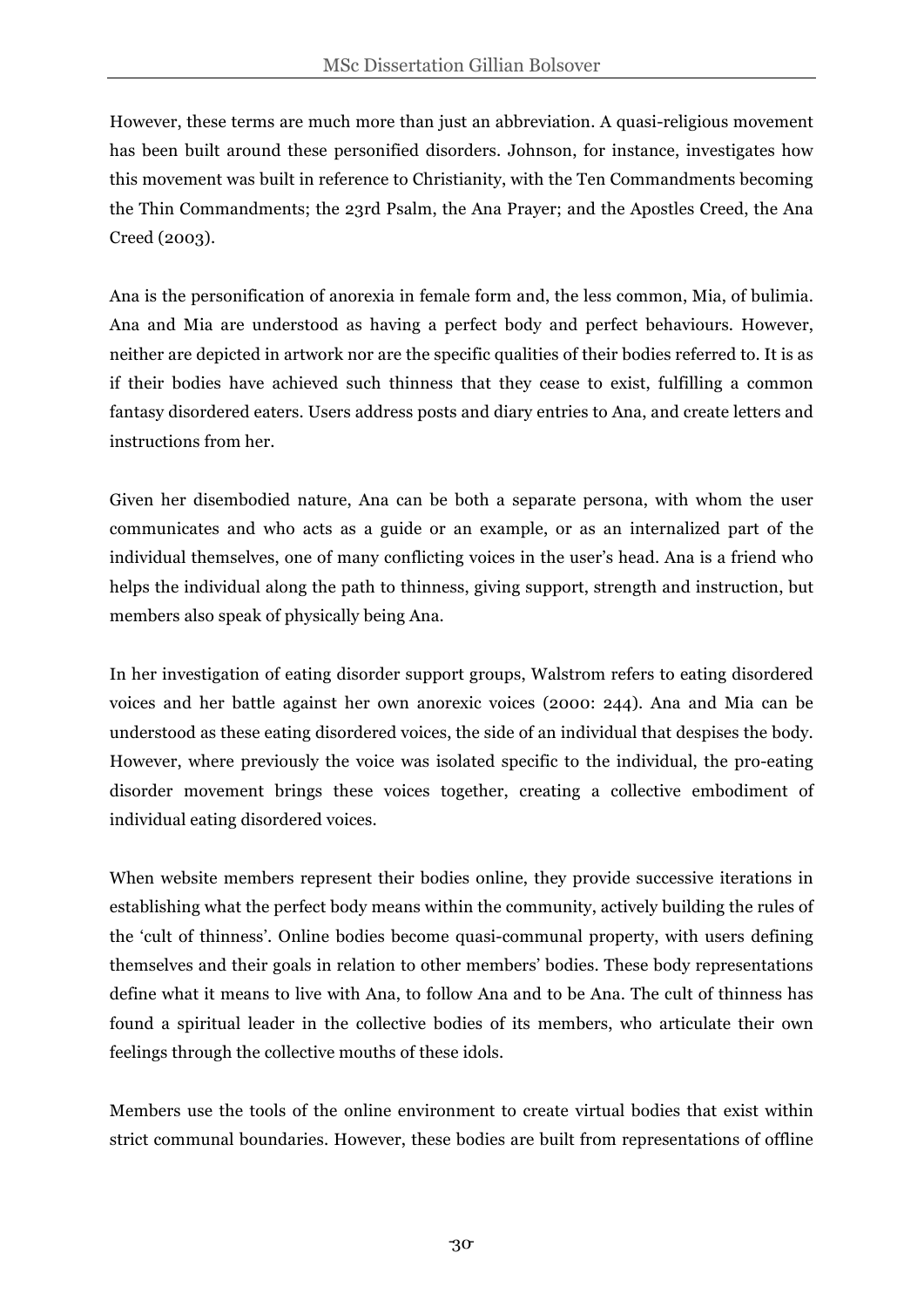However, these terms are much more than just an abbreviation. A quasi-religious movement has been built around these personified disorders. Johnson, for instance, investigates how this movement was built in reference to Christianity, with the Ten Commandments becoming the Thin Commandments; the 23rd Psalm, the Ana Prayer; and the Apostles Creed, the Ana Creed (2003).

Ana is the personification of anorexia in female form and, the less common, Mia, of bulimia. Ana and Mia are understood as having a perfect body and perfect behaviours. However, neither are depicted in artwork nor are the specific qualities of their bodies referred to. It is as if their bodies have achieved such thinness that they cease to exist, fulfilling a common fantasy disordered eaters. Users address posts and diary entries to Ana, and create letters and instructions from her.

Given her disembodied nature, Ana can be both a separate persona, with whom the user communicates and who acts as a guide or an example, or as an internalized part of the individual themselves, one of many conflicting voices in the user's head. Ana is a friend who helps the individual along the path to thinness, giving support, strength and instruction, but members also speak of physically being Ana.

In her investigation of eating disorder support groups, Walstrom refers to eating disordered voices and her battle against her own anorexic voices (2000: 244). Ana and Mia can be understood as these eating disordered voices, the side of an individual that despises the body. However, where previously the voice was isolated specific to the individual, the pro-eating disorder movement brings these voices together, creating a collective embodiment of individual eating disordered voices.

When website members represent their bodies online, they provide successive iterations in establishing what the perfect body means within the community, actively building the rules of the 'cult of thinness'. Online bodies become quasi-communal property, with users defining themselves and their goals in relation to other members' bodies. These body representations define what it means to live with Ana, to follow Ana and to be Ana. The cult of thinness has found a spiritual leader in the collective bodies of its members, who articulate their own feelings through the collective mouths of these idols.

Members use the tools of the online environment to create virtual bodies that exist within strict communal boundaries. However, these bodies are built from representations of offline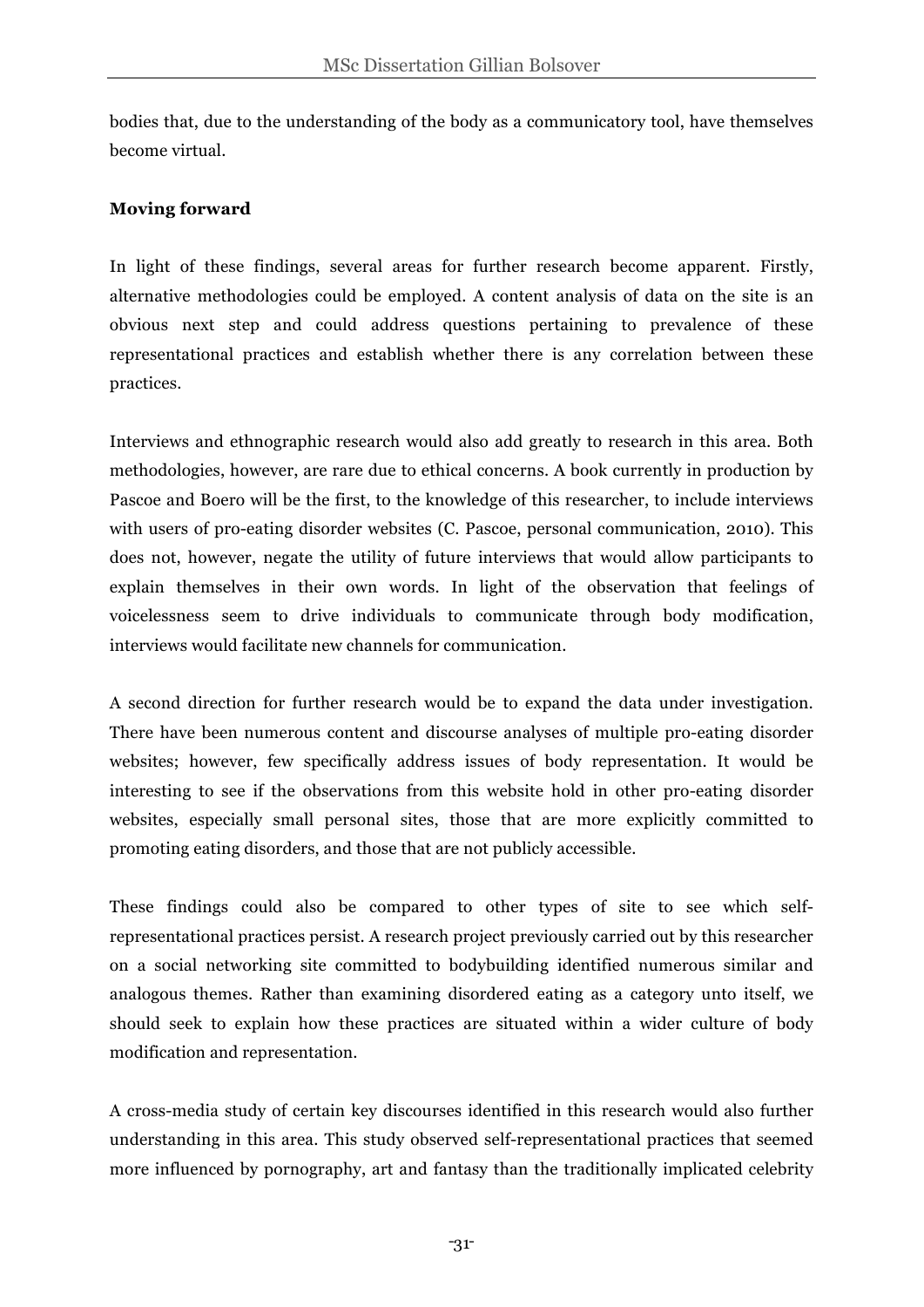bodies that, due to the understanding of the body as a communicatory tool, have themselves become virtual.

**Moving forward**

In light of these findings, several areas for further research become apparent. Firstly, alternative methodologies could be employed. A content analysis of data on the site is an obvious next step and could address questions pertaining to prevalence of these representational practices and establish whether there is any correlation between these practices.

Interviews and ethnographic research would also add greatly to research in this area. Both methodologies, however, are rare due to ethical concerns. A book currently in production by Pascoe and Boero will be the first, to the knowledge of this researcher, to include interviews with users of pro-eating disorder websites (C. Pascoe, personal communication, 2010). This does not, however, negate the utility of future interviews that would allow participants to explain themselves in their own words. In light of the observation that feelings of voicelessness seem to drive individuals to communicate through body modification, interviews would facilitate new channels for communication.

A second direction for further research would be to expand the data under investigation. There have been numerous content and discourse analyses of multiple pro-eating disorder websites; however, few specifically address issues of body representation. It would be interesting to see if the observations from this website hold in other pro-eating disorder websites, especially small personal sites, those that are more explicitly committed to promoting eating disorders, and those that are not publicly accessible.

These findings could also be compared to other types of site to see which self-representational practices persist. A research project previously carried out by this researcher on a social networking site committed to bodybuilding identified numerous similar and analogous themes. Rather than examining disordered eating as a category unto itself, we should seek to explain how these practices are situated within a wider culture of body modification and representation.

A cross-media study of certain key discourses identified in this research would also further understanding in this area. This study observed self-representational practices that seemed more influenced by pornography, art and fantasy than the traditionally implicated celebrity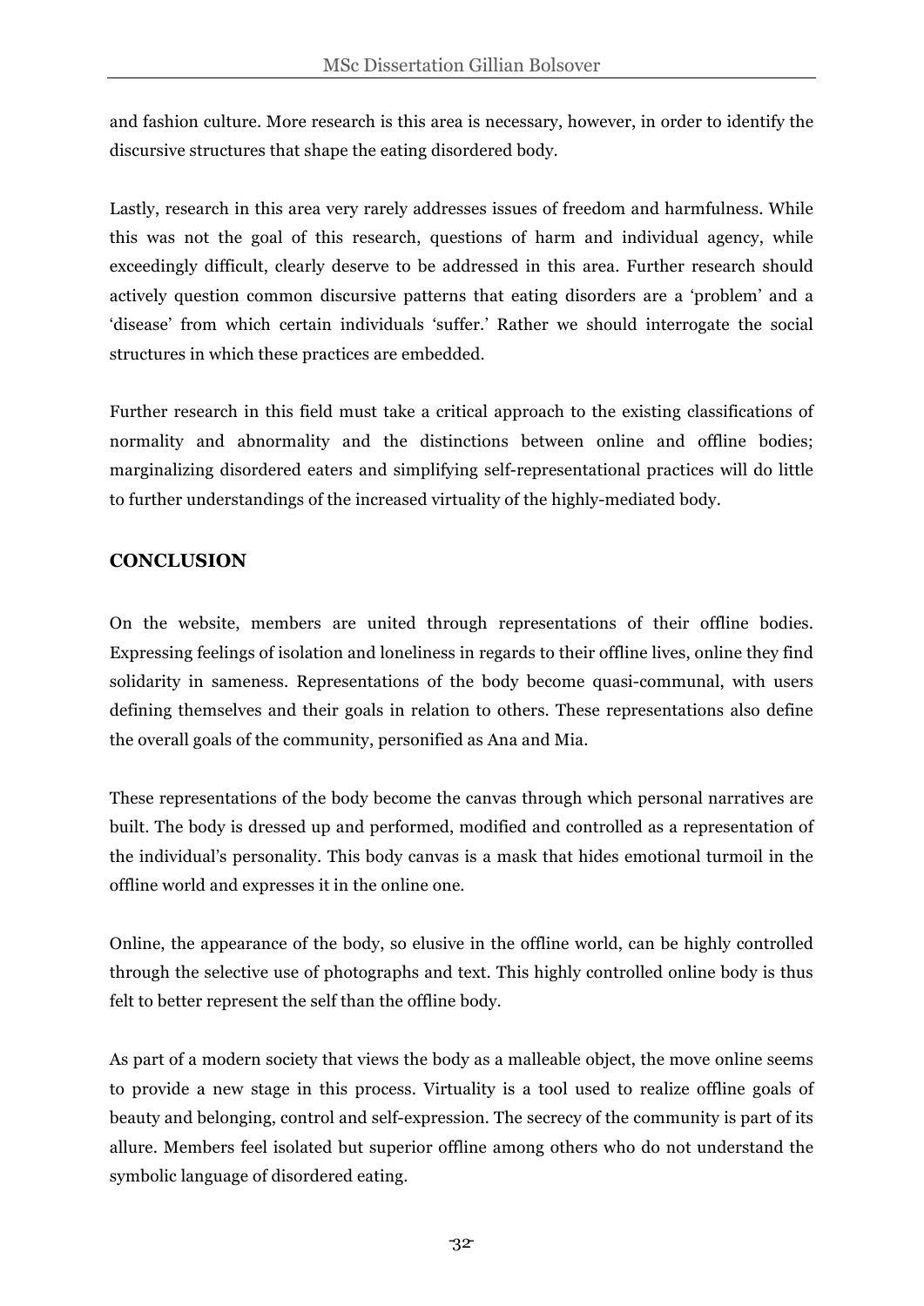and fashion culture. More research is this area is necessary, however, in order to identify the discursive structures that shape the eating disordered body.

Lastly, research in this area very rarely addresses issues of freedom and harmfulness. While this was not the goal of this research, questions of harm and individual agency, while exceedingly difficult, clearly deserve to be addressed in this area. Further research should actively question common discursive patterns that eating disorders are a 'problem' and a 'disease' from which certain individuals 'suffer.' Rather we should interrogate the social structures in which these practices are embedded.

Further research in this field must take a critical approach to the existing classifications of normality and abnormality and the distinctions between online and offline bodies; marginalizing disordered eaters and simplifying self-representational practices will do little to further understandings of the increased virtuality of the highly-mediated body.

## CONCLUSION

On the website, members are united through representations of their offline bodies. Expressing feelings of isolation and loneliness in regards to their offline lives, online they find solidarity in sameness. Representations of the body become quasi-communal, with users defining themselves and their goals in relation to others. These representations also define the overall goals of the community, personified as Ana and Mia.

These representations of the body become the canvas through which personal narratives are built. The body is dressed up and performed, modified and controlled as a representation of the individual's personality. This body canvas is a mask that hides emotional turmoil in the offline world and expresses it in the online one.

Online, the appearance of the body, so elusive in the offline world, can be highly controlled through the selective use of photographs and text. This highly controlled online body is thus felt to better represent the self than the offline body.

As part of a modern society that views the body as a malleable object, the move online seems to provide a new stage in this process. Virtuality is a tool used to realize offline goals of beauty and belonging, control and self-expression. The secrecy of the community is part of its allure. Members feel isolated but superior offline among others who do not understand the symbolic language of disordered eating.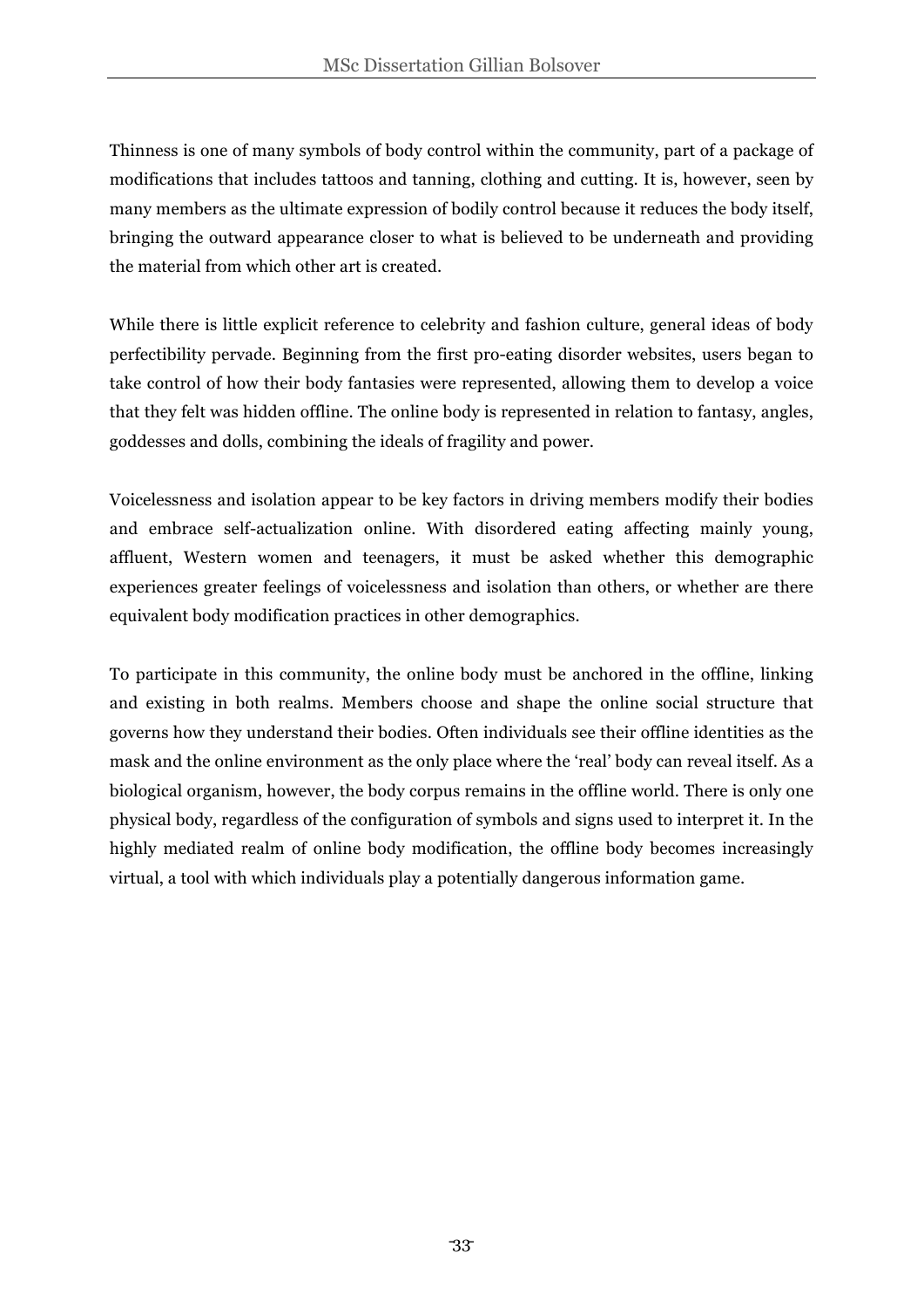Thinness is one of many symbols of body control within the community, part of a package of modifications that includes tattoos and tanning, clothing and cutting. It is, however, seen by many members as the ultimate expression of bodily control because it reduces the body itself, bringing the outward appearance closer to what is believed to be underneath and providing the material from which other art is created.

While there is little explicit reference to celebrity and fashion culture, general ideas of body perfectibility pervade. Beginning from the first pro-eating disorder websites, users began to take control of how their body fantasies were represented, allowing them to develop a voice that they felt was hidden offline. The online body is represented in relation to fantasy, angles, goddesses and dolls, combining the ideals of fragility and power.

Voicelessness and isolation appear to be key factors in driving members modify their bodies and embrace self-actualization online. With disordered eating affecting mainly young, affluent, Western women and teenagers, it must be asked whether this demographic experiences greater feelings of voicelessness and isolation than others, or whether are there equivalent body modification practices in other demographics.

To participate in this community, the online body must be anchored in the offline, linking and existing in both realms. Members choose and shape the online social structure that governs how they understand their bodies. Often individuals see their offline identities as the mask and the online environment as the only place where the 'real' body can reveal itself. As a biological organism, however, the body corpus remains in the offline world. There is only one physical body, regardless of the configuration of symbols and signs used to interpret it. In the highly mediated realm of online body modification, the offline body becomes increasingly virtual, a tool with which individuals play a potentially dangerous information game.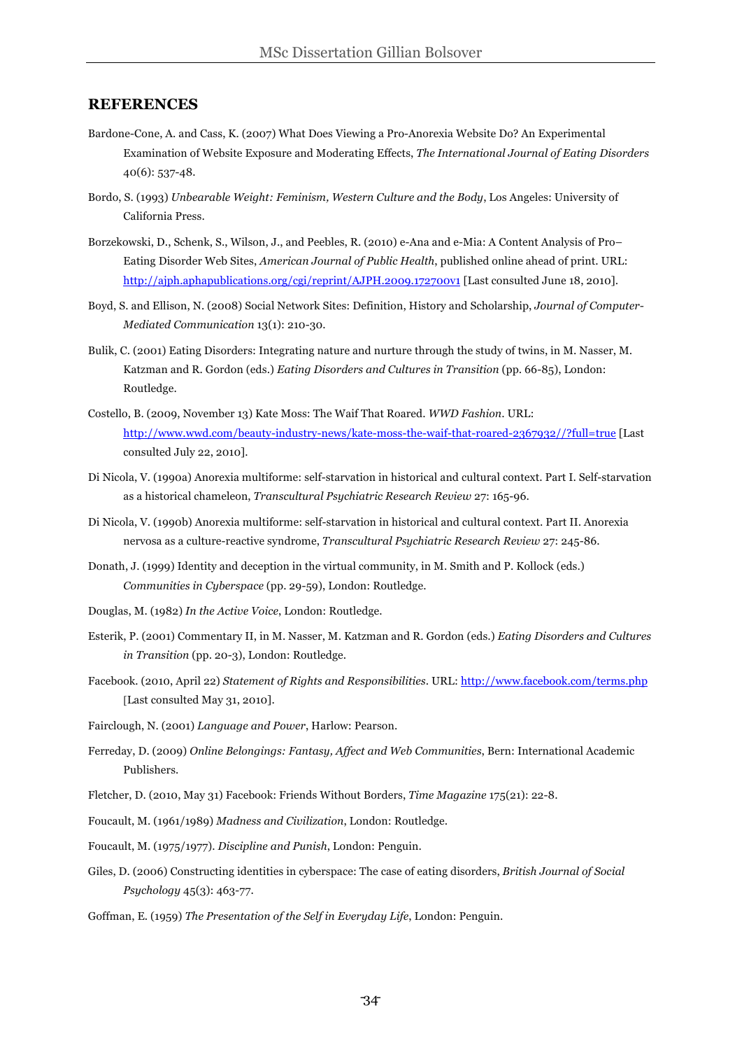## REFERENCES

Bardone-Cone, A. and Cass, K. (2007) What Does Viewing a Pro-Anorexia Website Do? An Experimental Examination of Website Exposure and Moderating Effects, *The International Journal of Eating Disorders* 40(6): 537-48.

Bordo, S. (1993) *Unbearable Weight: Feminism, Western Culture and the Body*, Los Angeles: University of California Press.

Borzekowski, D., Schenk, S., Wilson, J., and Peebles, R. (2010) e-Ana and e-Mia: A Content Analysis of Pro–Eating Disorder Web Sites, *American Journal of Public Health*, published online ahead of print. URL: http://ajph.aphapublications.org/cgi/reprint/AJPH.2009.172700v1 [Last consulted June 18, 2010].

Boyd, S. and Ellison, N. (2008) Social Network Sites: Definition, History and Scholarship, *Journal of Computer-Mediated Communication* 13(1): 210-30.

Bulik, C. (2001) Eating Disorders: Integrating nature and nurture through the study of twins, in M. Nasser, M. Katzman and R. Gordon (eds.) *Eating Disorders and Cultures in Transition* (pp. 66-85), London: Routledge.

Costello, B. (2009, November 13) Kate Moss: The Waif That Roared. *WWD Fashion*. URL: http://www.wwd.com/beauty-industry-news/kate-moss-the-waif-that-roared-2367932//?full=true [Last consulted July 22, 2010].

Di Nicola, V. (1990a) Anorexia multiforme: self-starvation in historical and cultural context. Part I. Self-starvation as a historical chameleon, *Transcultural Psychiatric Research Review* 27: 165-96.

Di Nicola, V. (1990b) Anorexia multiforme: self-starvation in historical and cultural context. Part II. Anorexia nervosa as a culture-reactive syndrome, *Transcultural Psychiatric Research Review* 27: 245-86.

Donath, J. (1999) Identity and deception in the virtual community, in M. Smith and P. Kollock (eds.) *Communities in Cyberspace* (pp. 29-59), London: Routledge.

Douglas, M. (1982) *In the Active Voice*, London: Routledge.

Esterik, P. (2001) Commentary II, in M. Nasser, M. Katzman and R. Gordon (eds.) *Eating Disorders and Cultures in Transition* (pp. 20-3), London: Routledge.

Facebook. (2010, April 22) *Statement of Rights and Responsibilities*. URL: http://www.facebook.com/terms.php [Last consulted May 31, 2010].

Fairclough, N. (2001) *Language and Power*, Harlow: Pearson.

Ferreday, D. (2009) *Online Belongings: Fantasy, Affect and Web Communities*, Bern: International Academic Publishers.

Fletcher, D. (2010, May 31) Facebook: Friends Without Borders, *Time Magazine* 175(21): 22-8.

Foucault, M. (1961/1989) *Madness and Civilization*, London: Routledge.

Foucault, M. (1975/1977). *Discipline and Punish*, London: Penguin.

Giles, D. (2006) Constructing identities in cyberspace: The case of eating disorders, *British Journal of Social Psychology* 45(3): 463-77.

Goffman, E. (1959) *The Presentation of the Self in Everyday Life*, London: Penguin.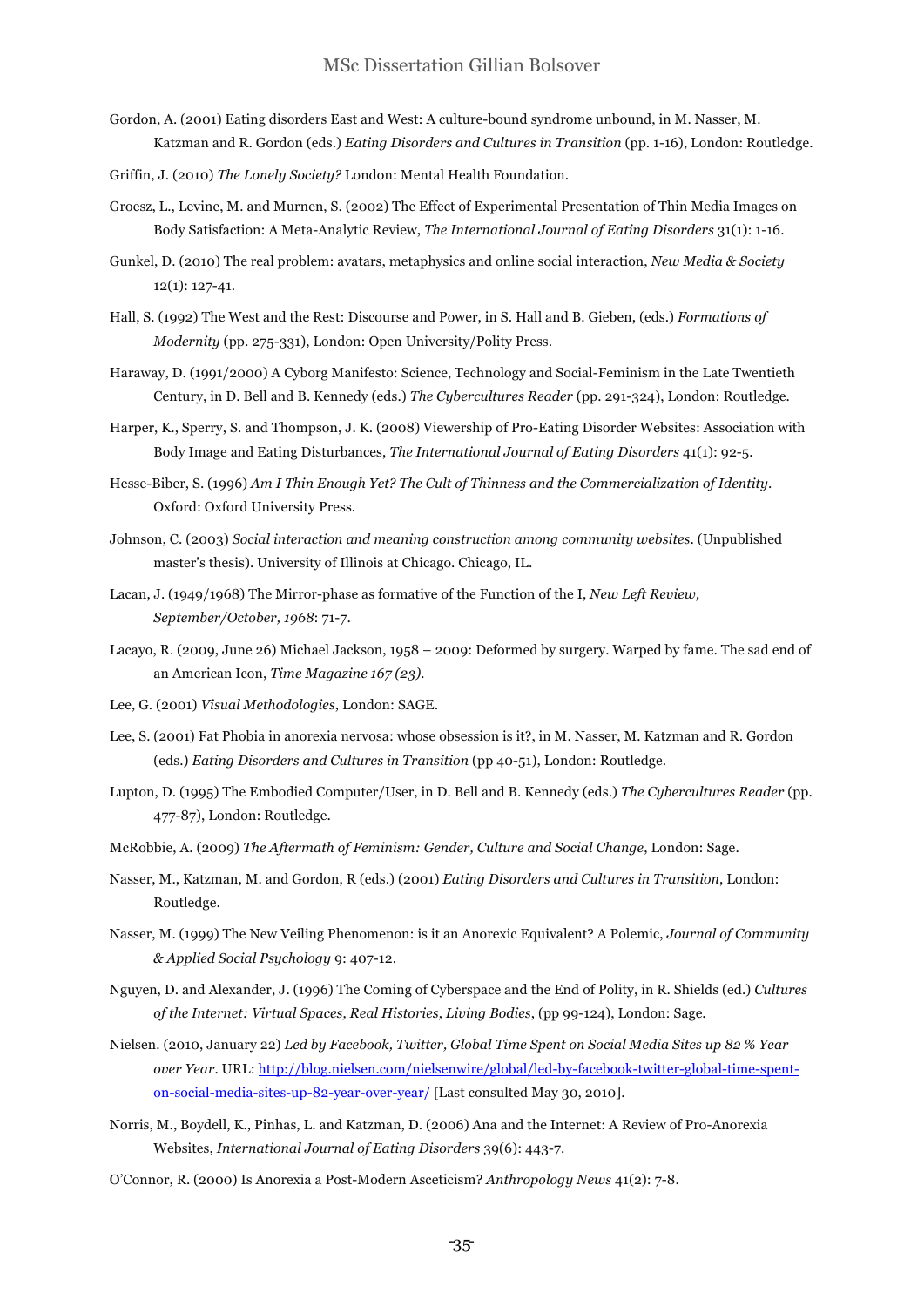Gordon, A. (2001) Eating disorders East and West: A culture-bound syndrome unbound, in M. Nasser, M. Katzman and R. Gordon (eds.) *Eating Disorders and Cultures in Transition* (pp. 1-16), London: Routledge.

Griffin, J. (2010) *The Lonely Society?* London: Mental Health Foundation.

Groesz, L., Levine, M. and Murnen, S. (2002) The Effect of Experimental Presentation of Thin Media Images on Body Satisfaction: A Meta-Analytic Review, *The International Journal of Eating Disorders* 31(1): 1-16.

Gunkel, D. (2010) The real problem: avatars, metaphysics and online social interaction, *New Media & Society* 12(1): 127-41.

Hall, S. (1992) The West and the Rest: Discourse and Power, in S. Hall and B. Gieben, (eds.) *Formations of Modernity* (pp. 275-331), London: Open University/Polity Press.

Haraway, D. (1991/2000) A Cyborg Manifesto: Science, Technology and Social-Feminism in the Late Twentieth Century, in D. Bell and B. Kennedy (eds.) *The Cybercultures Reader* (pp. 291-324), London: Routledge.

Harper, K., Sperry, S. and Thompson, J. K. (2008) Viewership of Pro-Eating Disorder Websites: Association with Body Image and Eating Disturbances, *The International Journal of Eating Disorders* 41(1): 92-5.

Hesse-Biber, S. (1996) *Am I Thin Enough Yet? The Cult of Thinness and the Commercialization of Identity*. Oxford: Oxford University Press.

Johnson, C. (2003) *Social interaction and meaning construction among community websites*. (Unpublished master's thesis). University of Illinois at Chicago. Chicago, IL.

Lacan, J. (1949/1968) The Mirror-phase as formative of the Function of the I, *New Left Review, September/October, 1968*: 71-7.

Lacayo, R. (2009, June 26) Michael Jackson, 1958 – 2009: Deformed by surgery. Warped by fame. The sad end of an American Icon, *Time Magazine 167 (23)*.

Lee, G. (2001) *Visual Methodologies*, London: SAGE.

Lee, S. (2001) Fat Phobia in anorexia nervosa: whose obsession is it?, in M. Nasser, M. Katzman and R. Gordon (eds.) *Eating Disorders and Cultures in Transition* (pp 40-51), London: Routledge.

Lupton, D. (1995) The Embodied Computer/User, in D. Bell and B. Kennedy (eds.) *The Cybercultures Reader* (pp. 477-87), London: Routledge.

McRobbie, A. (2009) *The Aftermath of Feminism: Gender, Culture and Social Change*, London: Sage.

Nasser, M., Katzman, M. and Gordon, R (eds.) (2001) *Eating Disorders and Cultures in Transition*, London: Routledge.

Nasser, M. (1999) The New Veiling Phenomenon: is it an Anorexic Equivalent? A Polemic, *Journal of Community & Applied Social Psychology* 9: 407-12.

Nguyen, D. and Alexander, J. (1996) The Coming of Cyberspace and the End of Polity, in R. Shields (ed.) *Cultures of the Internet: Virtual Spaces, Real Histories, Living Bodies*, (pp 99-124), London: Sage.

Nielsen. (2010, January 22) *Led by Facebook, Twitter, Global Time Spent on Social Media Sites up 82 % Year over Year*. URL: http://blog.nielsen.com/nielsenwire/global/led-by-facebook-twitter-global-time-spent-on-social-media-sites-up-82-year-over-year/ [Last consulted May 30, 2010].

Norris, M., Boydell, K., Pinhas, L. and Katzman, D. (2006) Ana and the Internet: A Review of Pro-Anorexia Websites, *International Journal of Eating Disorders* 39(6): 443-7.

O'Connor, R. (2000) Is Anorexia a Post-Modern Asceticism? *Anthropology News* 41(2): 7-8.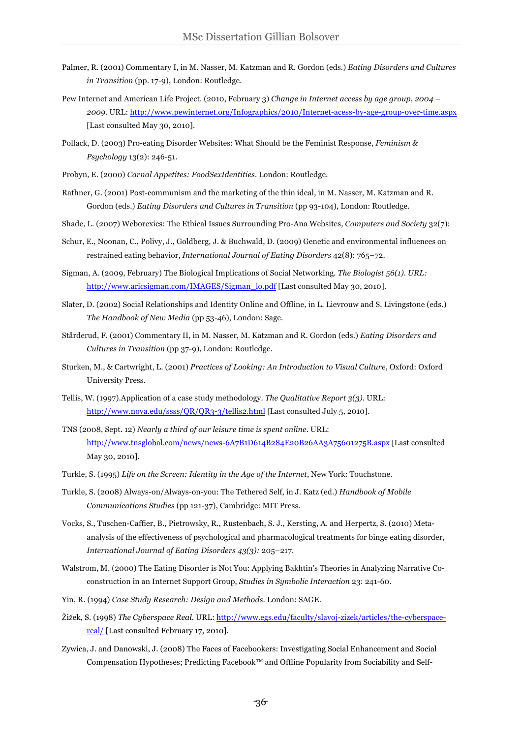Palmer, R. (2001) Commentary I, in M. Nasser, M. Katzman and R. Gordon (eds.) *Eating Disorders and Cultures in Transition* (pp. 17-9), London: Routledge.

Pew Internet and American Life Project. (2010, February 3) *Change in Internet access by age group, 2004 – 2009*. URL: http://www.pewinternet.org/Infographics/2010/Internet-acess-by-age-group-over-time.aspx [Last consulted May 30, 2010].

Pollack, D. (2003) Pro-eating Disorder Websites: What Should be the Feminist Response, *Feminism & Psychology* 13(2): 246-51.

Probyn, E. (2000) *Carnal Appetites: FoodSexIdentities*. London: Routledge.

Rathner, G. (2001) Post-communism and the marketing of the thin ideal, in M. Nasser, M. Katzman and R. Gordon (eds.) *Eating Disorders and Cultures in Transition* (pp 93-104), London: Routledge.

Shade, L. (2007) Weborexics: The Ethical Issues Surrounding Pro-Ana Websites, *Computers and Society* 32(7):

Schur, E., Noonan, C., Polivy, J., Goldberg, J. & Buchwald, D. (2009) Genetic and environmental influences on restrained eating behavior, *International Journal of Eating Disorders* 42(8): 765–72.

Sigman, A. (2009, February) The Biological Implications of Social Networking. *The Biologist 56(1). URL:* http://www.aricsigman.com/IMAGES/Sigman_lo.pdf [Last consulted May 30, 2010].

Slater, D. (2002) Social Relationships and Identity Online and Offline, in L. Lievrouw and S. Livingstone (eds.) *The Handbook of New Media* (pp 53-46), London: Sage.

Stårderud, F. (2001) Commentary II, in M. Nasser, M. Katzman and R. Gordon (eds.) *Eating Disorders and Cultures in Transition* (pp 37-9), London: Routledge.

Sturken, M., & Cartwright, L. (2001) *Practices of Looking: An Introduction to Visual Culture*, Oxford: Oxford University Press.

Tellis, W. (1997).Application of a case study methodology. *The Qualitative Report 3(3)*. URL: http://www.nova.edu/ssss/QR/QR3-3/tellis2.html [Last consulted July 5, 2010].

TNS (2008, Sept. 12) *Nearly a third of our leisure time is spent online*. URL: http://www.tnsglobal.com/news/news-6A7B1D614B284E20B26AA3A75601275B.aspx [Last consulted May 30, 2010].

Turkle, S. (1995) *Life on the Screen: Identity in the Age of the Internet*, New York: Touchstone.

Turkle, S. (2008) Always-on/Always-on-you: The Tethered Self, in J. Katz (ed.) *Handbook of Mobile Communications Studies* (pp 121-37), Cambridge: MIT Press.

Vocks, S., Tuschen-Caffier, B., Pietrowsky, R., Rustenbach, S. J., Kersting, A. and Herpertz, S. (2010) Meta-analysis of the effectiveness of psychological and pharmacological treatments for binge eating disorder, *International Journal of Eating Disorders 43(3):* 205–217.

Walstrom, M. (2000) The Eating Disorder is Not You: Applying Bakhtin's Theories in Analyzing Narrative Co-construction in an Internet Support Group, *Studies in Symbolic Interaction* 23: 241-60.

Yin, R. (1994) *Case Study Research: Design and Methods*. London: SAGE.

Žižek, S. (1998) *The Cyberspace Real*. URL: http://www.egs.edu/faculty/slavoj-zizek/articles/the-cyberspace-real/ [Last consulted February 17, 2010].

Zywica, J. and Danowski, J. (2008) The Faces of Facebookers: Investigating Social Enhancement and Social Compensation Hypotheses; Predicting Facebook™ and Offline Popularity from Sociability and Self-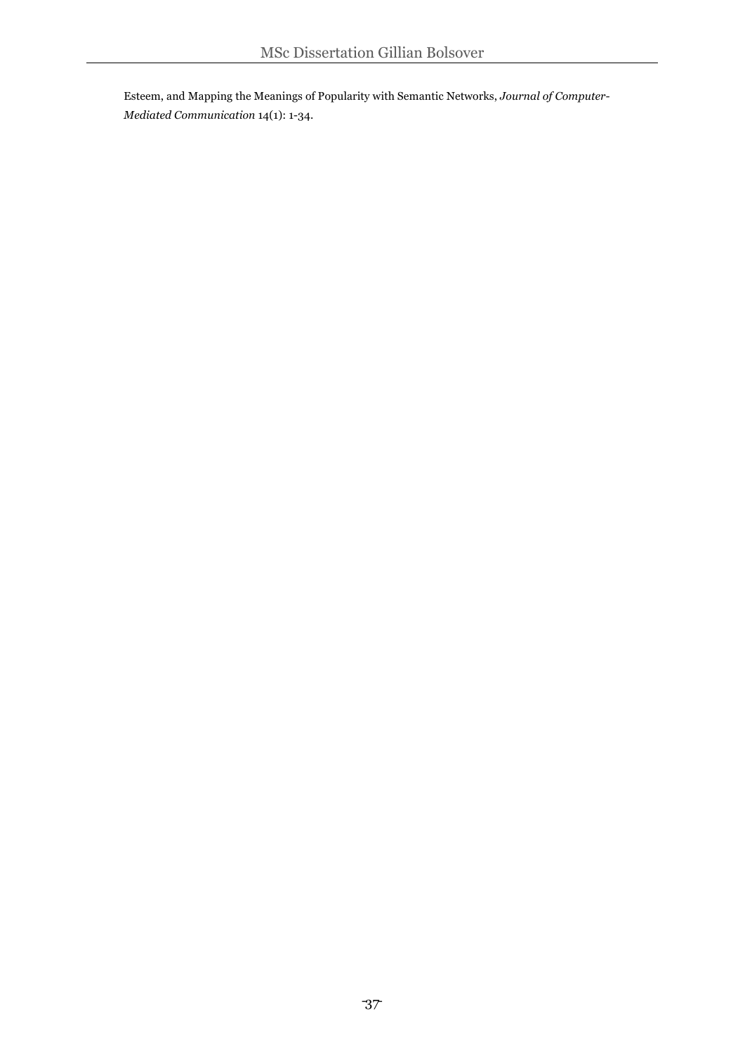Esteem, and Mapping the Meanings of Popularity with Semantic Networks, *Journal of Computer-Mediated Communication* 14(1): 1-34.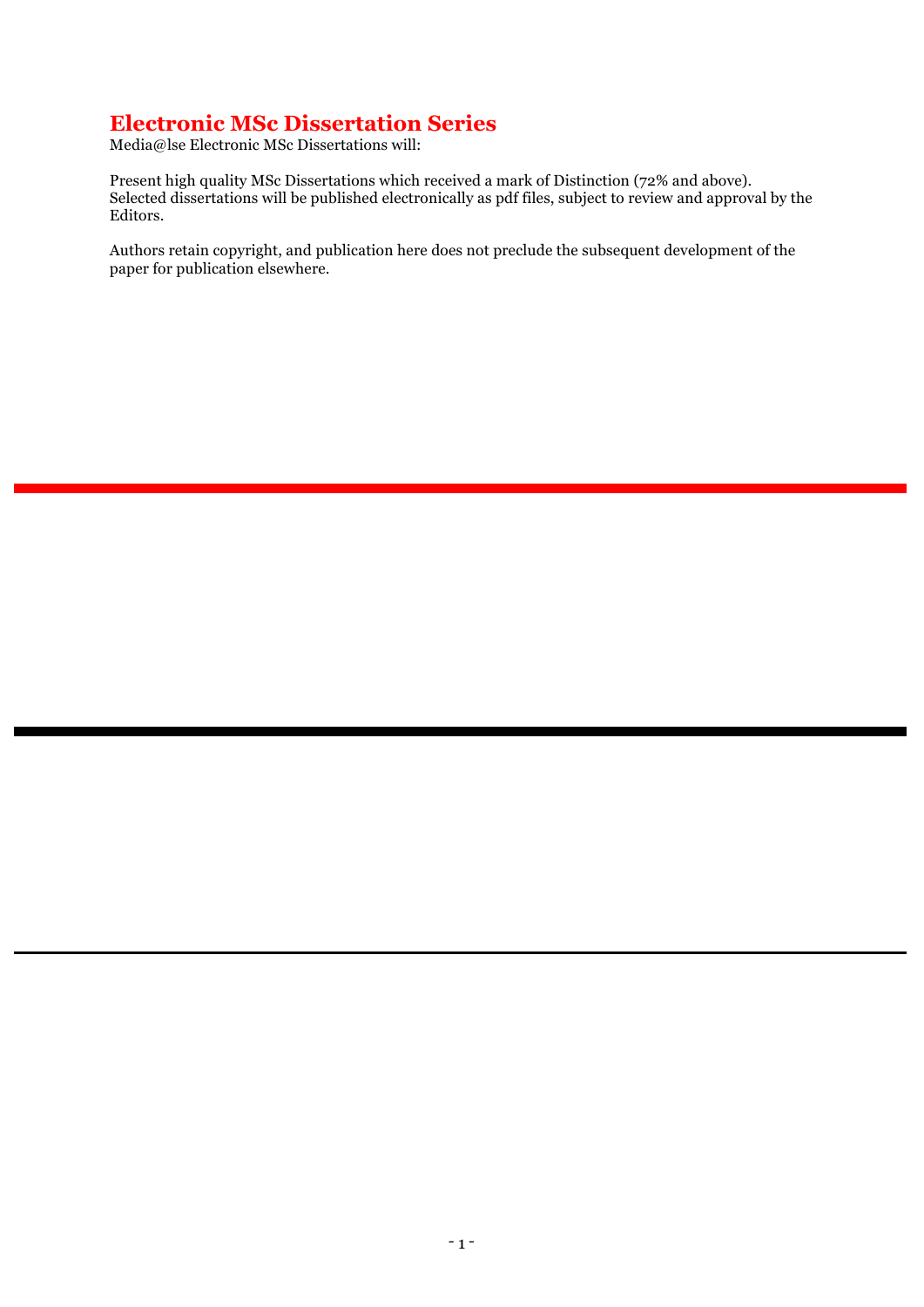# Electronic MSc Dissertation Series

Media@lse Electronic MSc Dissertations will:

Present high quality MSc Dissertations which received a mark of Distinction (72% and above). Selected dissertations will be published electronically as pdf files, subject to review and approval by the Editors.

Authors retain copyright, and publication here does not preclude the subsequent development of the paper for publication elsewhere.